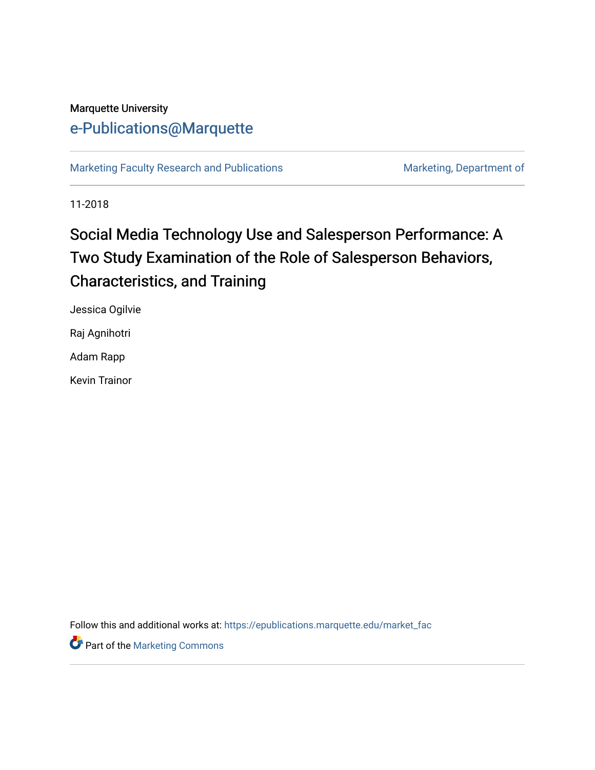Marquette University

e-Publications@Marquette

Marketing Faculty Research and Publications | Marketing, Department of

11-2018

# Social Media Technology Use and Salesperson Performance: A Two Study Examination of the Role of Salesperson Behaviors, Characteristics, and Training

Jessica Ogilvie

Raj Agnihotri

Adam Rapp

Kevin Trainor

Follow this and additional works at: https://epublications.marquette.edu/market_fac

Part of the Marketing Commons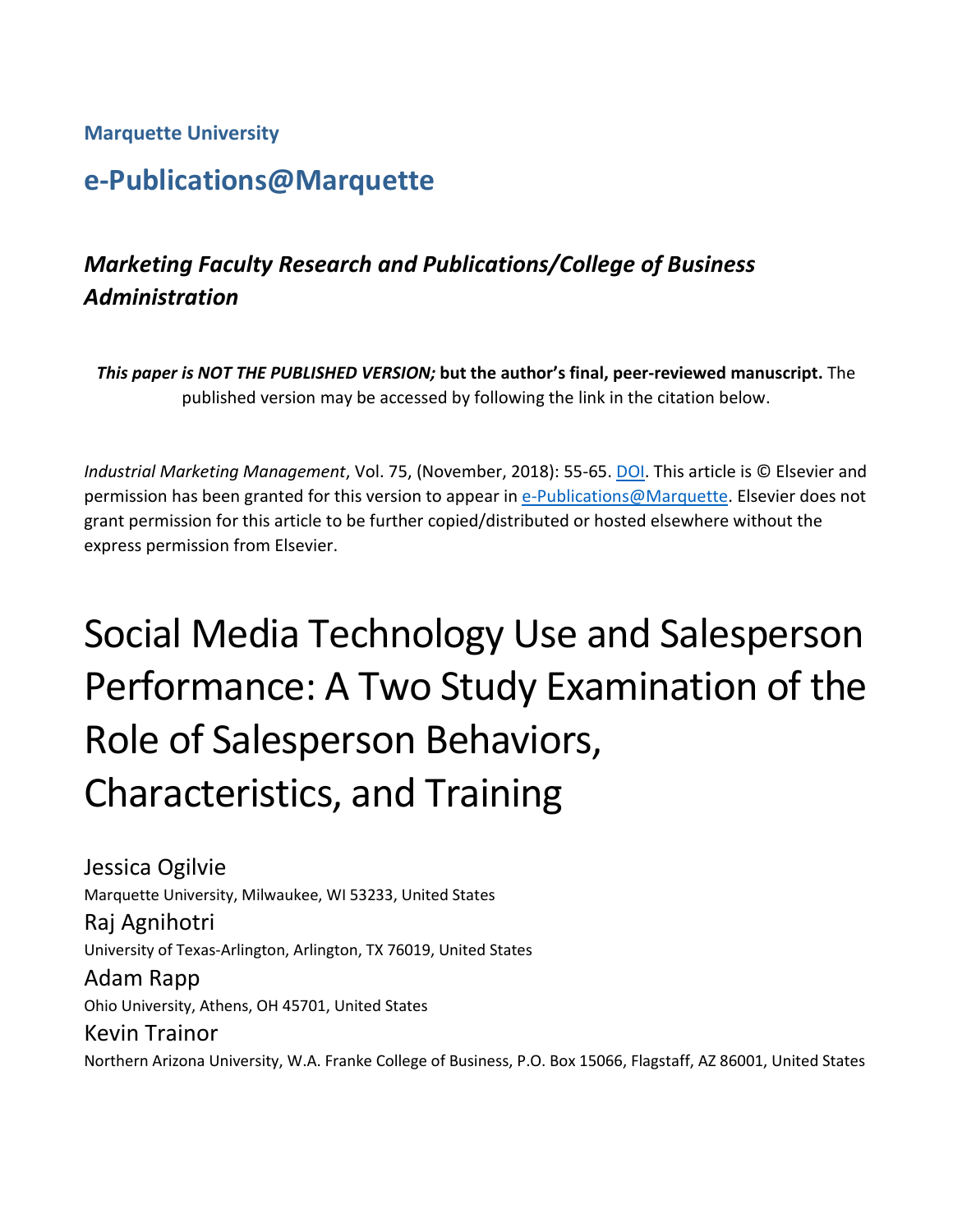**Marquette University**

## e-Publications@Marquette

### *Marketing Faculty Research and Publications/College of Business Administration*

***This paper is NOT THE PUBLISHED VERSION;* but the author's final, peer-reviewed manuscript.** The published version may be accessed by following the link in the citation below.

*Industrial Marketing Management*, Vol. 75, (November, 2018): 55-65. DOI. This article is © Elsevier and permission has been granted for this version to appear in e-Publications@Marquette. Elsevier does not grant permission for this article to be further copied/distributed or hosted elsewhere without the express permission from Elsevier.

# Social Media Technology Use and Salesperson Performance: A Two Study Examination of the Role of Salesperson Behaviors, Characteristics, and Training

Jessica Ogilvie
Marquette University, Milwaukee, WI 53233, United States

Raj Agnihotri
University of Texas-Arlington, Arlington, TX 76019, United States

Adam Rapp
Ohio University, Athens, OH 45701, United States

Kevin Trainor
Northern Arizona University, W.A. Franke College of Business, P.O. Box 15066, Flagstaff, AZ 86001, United States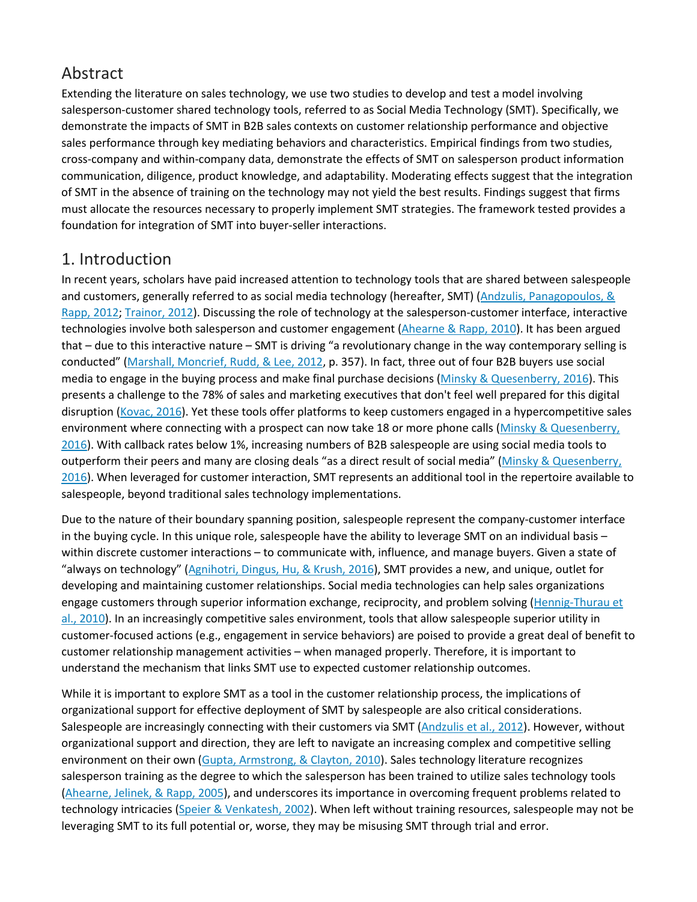## Abstract

Extending the literature on sales technology, we use two studies to develop and test a model involving salesperson-customer shared technology tools, referred to as Social Media Technology (SMT). Specifically, we demonstrate the impacts of SMT in B2B sales contexts on customer relationship performance and objective sales performance through key mediating behaviors and characteristics. Empirical findings from two studies, cross-company and within-company data, demonstrate the effects of SMT on salesperson product information communication, diligence, product knowledge, and adaptability. Moderating effects suggest that the integration of SMT in the absence of training on the technology may not yield the best results. Findings suggest that firms must allocate the resources necessary to properly implement SMT strategies. The framework tested provides a foundation for integration of SMT into buyer-seller interactions.

## 1. Introduction

In recent years, scholars have paid increased attention to technology tools that are shared between salespeople and customers, generally referred to as social media technology (hereafter, SMT) (Andzulis, Panagopoulos, & Rapp, 2012; Trainor, 2012). Discussing the role of technology at the salesperson-customer interface, interactive technologies involve both salesperson and customer engagement (Ahearne & Rapp, 2010). It has been argued that – due to this interactive nature – SMT is driving "a revolutionary change in the way contemporary selling is conducted" (Marshall, Moncrief, Rudd, & Lee, 2012, p. 357). In fact, three out of four B2B buyers use social media to engage in the buying process and make final purchase decisions (Minsky & Quesenberry, 2016). This presents a challenge to the 78% of sales and marketing executives that don't feel well prepared for this digital disruption (Kovac, 2016). Yet these tools offer platforms to keep customers engaged in a hypercompetitive sales environment where connecting with a prospect can now take 18 or more phone calls (Minsky & Quesenberry, 2016). With callback rates below 1%, increasing numbers of B2B salespeople are using social media tools to outperform their peers and many are closing deals "as a direct result of social media" (Minsky & Quesenberry, 2016). When leveraged for customer interaction, SMT represents an additional tool in the repertoire available to salespeople, beyond traditional sales technology implementations.

Due to the nature of their boundary spanning position, salespeople represent the company-customer interface in the buying cycle. In this unique role, salespeople have the ability to leverage SMT on an individual basis – within discrete customer interactions – to communicate with, influence, and manage buyers. Given a state of "always on technology" (Agnihotri, Dingus, Hu, & Krush, 2016), SMT provides a new, and unique, outlet for developing and maintaining customer relationships. Social media technologies can help sales organizations engage customers through superior information exchange, reciprocity, and problem solving (Hennig-Thurau et al., 2010). In an increasingly competitive sales environment, tools that allow salespeople superior utility in customer-focused actions (e.g., engagement in service behaviors) are poised to provide a great deal of benefit to customer relationship management activities – when managed properly. Therefore, it is important to understand the mechanism that links SMT use to expected customer relationship outcomes.

While it is important to explore SMT as a tool in the customer relationship process, the implications of organizational support for effective deployment of SMT by salespeople are also critical considerations. Salespeople are increasingly connecting with their customers via SMT (Andzulis et al., 2012). However, without organizational support and direction, they are left to navigate an increasing complex and competitive selling environment on their own (Gupta, Armstrong, & Clayton, 2010). Sales technology literature recognizes salesperson training as the degree to which the salesperson has been trained to utilize sales technology tools (Ahearne, Jelinek, & Rapp, 2005), and underscores its importance in overcoming frequent problems related to technology intricacies (Speier & Venkatesh, 2002). When left without training resources, salespeople may not be leveraging SMT to its full potential or, worse, they may be misusing SMT through trial and error.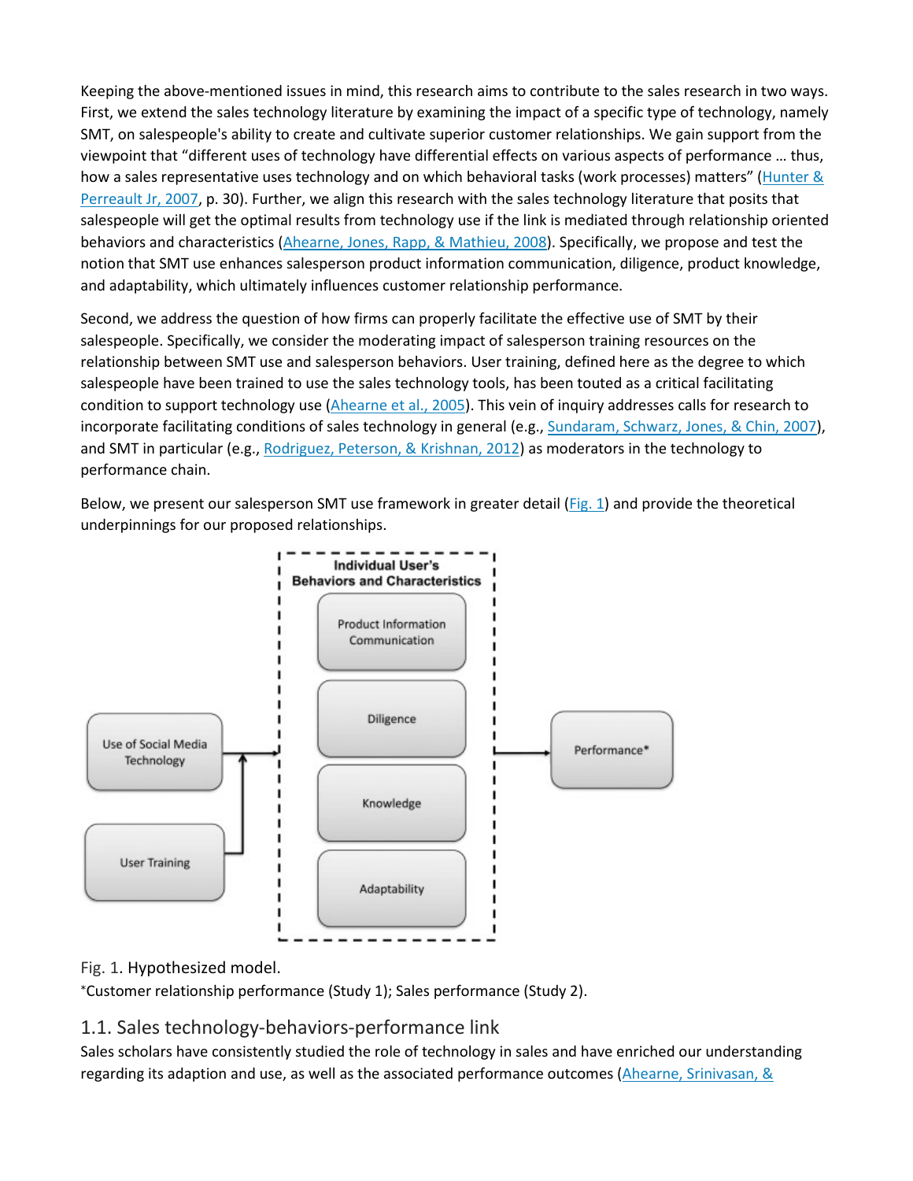Keeping the above-mentioned issues in mind, this research aims to contribute to the sales research in two ways. First, we extend the sales technology literature by examining the impact of a specific type of technology, namely SMT, on salespeople's ability to create and cultivate superior customer relationships. We gain support from the viewpoint that "different uses of technology have differential effects on various aspects of performance … thus, how a sales representative uses technology and on which behavioral tasks (work processes) matters" (Hunter & Perreault Jr, 2007, p. 30). Further, we align this research with the sales technology literature that posits that salespeople will get the optimal results from technology use if the link is mediated through relationship oriented behaviors and characteristics (Ahearne, Jones, Rapp, & Mathieu, 2008). Specifically, we propose and test the notion that SMT use enhances salesperson product information communication, diligence, product knowledge, and adaptability, which ultimately influences customer relationship performance.

Second, we address the question of how firms can properly facilitate the effective use of SMT by their salespeople. Specifically, we consider the moderating impact of salesperson training resources on the relationship between SMT use and salesperson behaviors. User training, defined here as the degree to which salespeople have been trained to use the sales technology tools, has been touted as a critical facilitating condition to support technology use (Ahearne et al., 2005). This vein of inquiry addresses calls for research to incorporate facilitating conditions of sales technology in general (e.g., Sundaram, Schwarz, Jones, & Chin, 2007), and SMT in particular (e.g., Rodriguez, Peterson, & Krishnan, 2012) as moderators in the technology to performance chain.

Below, we present our salesperson SMT use framework in greater detail (Fig. 1) and provide the theoretical underpinnings for our proposed relationships.

Individual User's Behaviors and Characteristics: Product Information Communication; Diligence; Knowledge; Adaptability

Use of Social Media Technology → Individual User's Behaviors and Characteristics → Performance*

User Training → (moderates) Use of Social Media Technology → Individual User's Behaviors and Characteristics

Fig. 1. Hypothesized model.

*Customer relationship performance (Study 1); Sales performance (Study 2).

## 1.1. Sales technology-behaviors-performance link

Sales scholars have consistently studied the role of technology in sales and have enriched our understanding regarding its adaption and use, as well as the associated performance outcomes (Ahearne, Srinivasan, &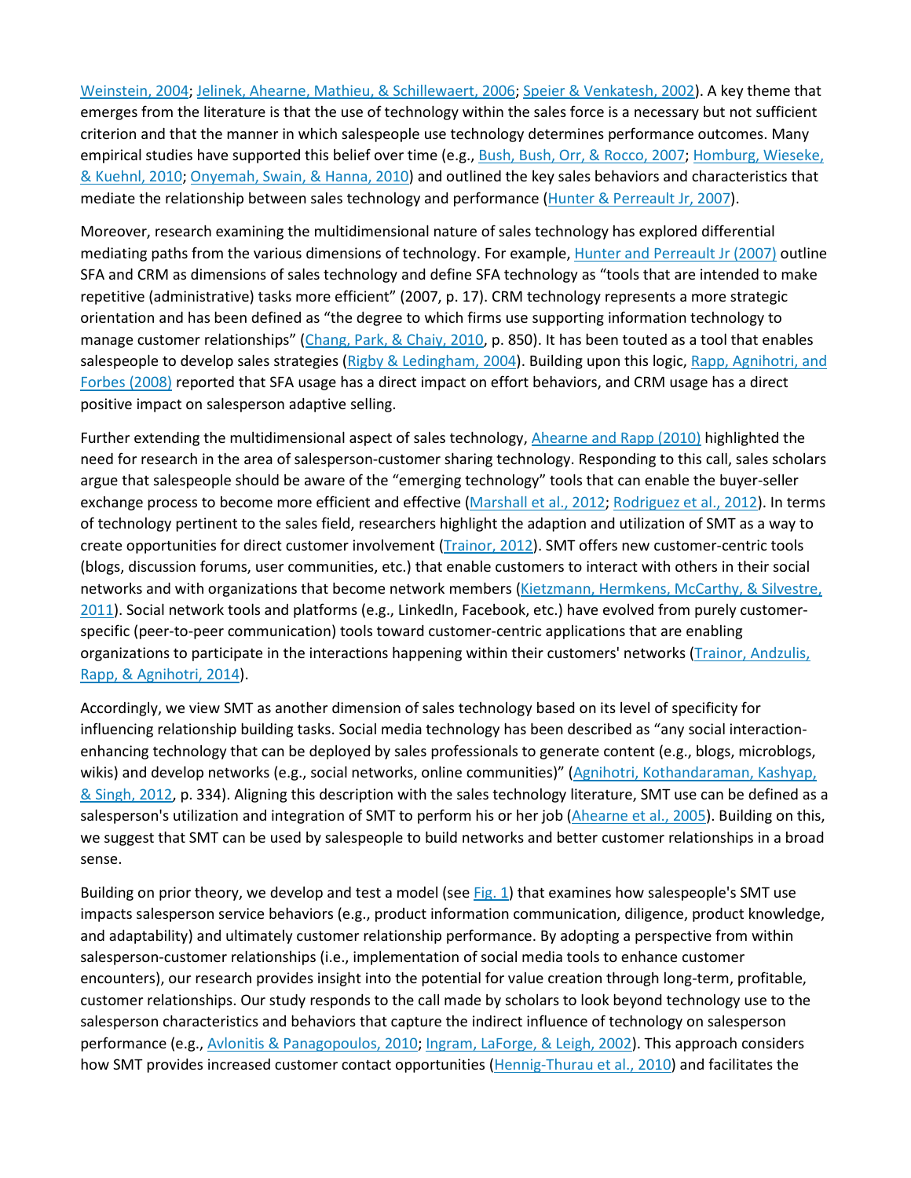Weinstein, 2004; Jelinek, Ahearne, Mathieu, & Schillewaert, 2006; Speier & Venkatesh, 2002). A key theme that emerges from the literature is that the use of technology within the sales force is a necessary but not sufficient criterion and that the manner in which salespeople use technology determines performance outcomes. Many empirical studies have supported this belief over time (e.g., Bush, Bush, Orr, & Rocco, 2007; Homburg, Wieseke, & Kuehnl, 2010; Onyemah, Swain, & Hanna, 2010) and outlined the key sales behaviors and characteristics that mediate the relationship between sales technology and performance (Hunter & Perreault Jr, 2007).

Moreover, research examining the multidimensional nature of sales technology has explored differential mediating paths from the various dimensions of technology. For example, Hunter and Perreault Jr (2007) outline SFA and CRM as dimensions of sales technology and define SFA technology as "tools that are intended to make repetitive (administrative) tasks more efficient" (2007, p. 17). CRM technology represents a more strategic orientation and has been defined as "the degree to which firms use supporting information technology to manage customer relationships" (Chang, Park, & Chaiy, 2010, p. 850). It has been touted as a tool that enables salespeople to develop sales strategies (Rigby & Ledingham, 2004). Building upon this logic, Rapp, Agnihotri, and Forbes (2008) reported that SFA usage has a direct impact on effort behaviors, and CRM usage has a direct positive impact on salesperson adaptive selling.

Further extending the multidimensional aspect of sales technology, Ahearne and Rapp (2010) highlighted the need for research in the area of salesperson-customer sharing technology. Responding to this call, sales scholars argue that salespeople should be aware of the "emerging technology" tools that can enable the buyer-seller exchange process to become more efficient and effective (Marshall et al., 2012; Rodriguez et al., 2012). In terms of technology pertinent to the sales field, researchers highlight the adaption and utilization of SMT as a way to create opportunities for direct customer involvement (Trainor, 2012). SMT offers new customer-centric tools (blogs, discussion forums, user communities, etc.) that enable customers to interact with others in their social networks and with organizations that become network members (Kietzmann, Hermkens, McCarthy, & Silvestre, 2011). Social network tools and platforms (e.g., LinkedIn, Facebook, etc.) have evolved from purely customer-specific (peer-to-peer communication) tools toward customer-centric applications that are enabling organizations to participate in the interactions happening within their customers' networks (Trainor, Andzulis, Rapp, & Agnihotri, 2014).

Accordingly, we view SMT as another dimension of sales technology based on its level of specificity for influencing relationship building tasks. Social media technology has been described as "any social interaction-enhancing technology that can be deployed by sales professionals to generate content (e.g., blogs, microblogs, wikis) and develop networks (e.g., social networks, online communities)" (Agnihotri, Kothandaraman, Kashyap, & Singh, 2012, p. 334). Aligning this description with the sales technology literature, SMT use can be defined as a salesperson's utilization and integration of SMT to perform his or her job (Ahearne et al., 2005). Building on this, we suggest that SMT can be used by salespeople to build networks and better customer relationships in a broad sense.

Building on prior theory, we develop and test a model (see Fig. 1) that examines how salespeople's SMT use impacts salesperson service behaviors (e.g., product information communication, diligence, product knowledge, and adaptability) and ultimately customer relationship performance. By adopting a perspective from within salesperson-customer relationships (i.e., implementation of social media tools to enhance customer encounters), our research provides insight into the potential for value creation through long-term, profitable, customer relationships. Our study responds to the call made by scholars to look beyond technology use to the salesperson characteristics and behaviors that capture the indirect influence of technology on salesperson performance (e.g., Avlonitis & Panagopoulos, 2010; Ingram, LaForge, & Leigh, 2002). This approach considers how SMT provides increased customer contact opportunities (Hennig-Thurau et al., 2010) and facilitates the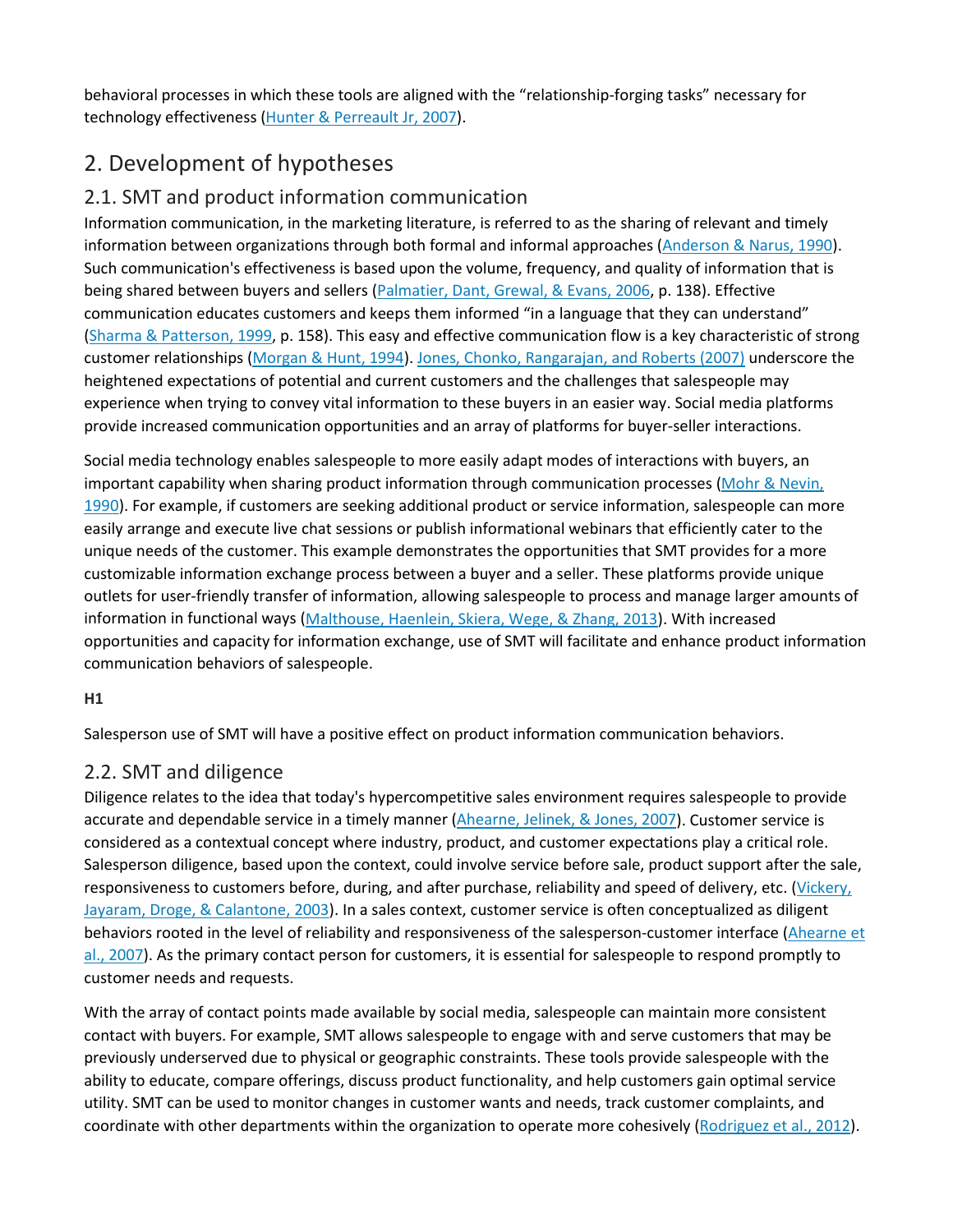behavioral processes in which these tools are aligned with the "relationship-forging tasks" necessary for technology effectiveness (Hunter & Perreault Jr, 2007).

## 2. Development of hypotheses

### 2.1. SMT and product information communication

Information communication, in the marketing literature, is referred to as the sharing of relevant and timely information between organizations through both formal and informal approaches (Anderson & Narus, 1990). Such communication's effectiveness is based upon the volume, frequency, and quality of information that is being shared between buyers and sellers (Palmatier, Dant, Grewal, & Evans, 2006, p. 138). Effective communication educates customers and keeps them informed "in a language that they can understand" (Sharma & Patterson, 1999, p. 158). This easy and effective communication flow is a key characteristic of strong customer relationships (Morgan & Hunt, 1994). Jones, Chonko, Rangarajan, and Roberts (2007) underscore the heightened expectations of potential and current customers and the challenges that salespeople may experience when trying to convey vital information to these buyers in an easier way. Social media platforms provide increased communication opportunities and an array of platforms for buyer-seller interactions.

Social media technology enables salespeople to more easily adapt modes of interactions with buyers, an important capability when sharing product information through communication processes (Mohr & Nevin, 1990). For example, if customers are seeking additional product or service information, salespeople can more easily arrange and execute live chat sessions or publish informational webinars that efficiently cater to the unique needs of the customer. This example demonstrates the opportunities that SMT provides for a more customizable information exchange process between a buyer and a seller. These platforms provide unique outlets for user-friendly transfer of information, allowing salespeople to process and manage larger amounts of information in functional ways (Malthouse, Haenlein, Skiera, Wege, & Zhang, 2013). With increased opportunities and capacity for information exchange, use of SMT will facilitate and enhance product information communication behaviors of salespeople.

**H1**

Salesperson use of SMT will have a positive effect on product information communication behaviors.

### 2.2. SMT and diligence

Diligence relates to the idea that today's hypercompetitive sales environment requires salespeople to provide accurate and dependable service in a timely manner (Ahearne, Jelinek, & Jones, 2007). Customer service is considered as a contextual concept where industry, product, and customer expectations play a critical role. Salesperson diligence, based upon the context, could involve service before sale, product support after the sale, responsiveness to customers before, during, and after purchase, reliability and speed of delivery, etc. (Vickery, Jayaram, Droge, & Calantone, 2003). In a sales context, customer service is often conceptualized as diligent behaviors rooted in the level of reliability and responsiveness of the salesperson-customer interface (Ahearne et al., 2007). As the primary contact person for customers, it is essential for salespeople to respond promptly to customer needs and requests.

With the array of contact points made available by social media, salespeople can maintain more consistent contact with buyers. For example, SMT allows salespeople to engage with and serve customers that may be previously underserved due to physical or geographic constraints. These tools provide salespeople with the ability to educate, compare offerings, discuss product functionality, and help customers gain optimal service utility. SMT can be used to monitor changes in customer wants and needs, track customer complaints, and coordinate with other departments within the organization to operate more cohesively (Rodriguez et al., 2012).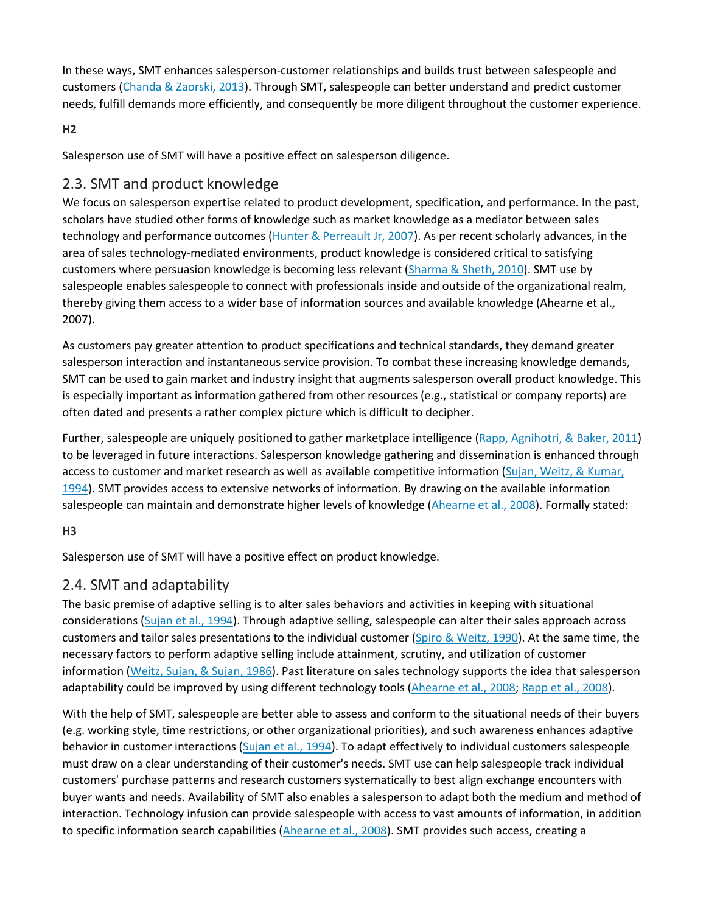In these ways, SMT enhances salesperson-customer relationships and builds trust between salespeople and customers (Chanda & Zaorski, 2013). Through SMT, salespeople can better understand and predict customer needs, fulfill demands more efficiently, and consequently be more diligent throughout the customer experience.

**H2**

Salesperson use of SMT will have a positive effect on salesperson diligence.

## 2.3. SMT and product knowledge

We focus on salesperson expertise related to product development, specification, and performance. In the past, scholars have studied other forms of knowledge such as market knowledge as a mediator between sales technology and performance outcomes (Hunter & Perreault Jr, 2007). As per recent scholarly advances, in the area of sales technology-mediated environments, product knowledge is considered critical to satisfying customers where persuasion knowledge is becoming less relevant (Sharma & Sheth, 2010). SMT use by salespeople enables salespeople to connect with professionals inside and outside of the organizational realm, thereby giving them access to a wider base of information sources and available knowledge (Ahearne et al., 2007).

As customers pay greater attention to product specifications and technical standards, they demand greater salesperson interaction and instantaneous service provision. To combat these increasing knowledge demands, SMT can be used to gain market and industry insight that augments salesperson overall product knowledge. This is especially important as information gathered from other resources (e.g., statistical or company reports) are often dated and presents a rather complex picture which is difficult to decipher.

Further, salespeople are uniquely positioned to gather marketplace intelligence (Rapp, Agnihotri, & Baker, 2011) to be leveraged in future interactions. Salesperson knowledge gathering and dissemination is enhanced through access to customer and market research as well as available competitive information (Sujan, Weitz, & Kumar, 1994). SMT provides access to extensive networks of information. By drawing on the available information salespeople can maintain and demonstrate higher levels of knowledge (Ahearne et al., 2008). Formally stated:

**H3**

Salesperson use of SMT will have a positive effect on product knowledge.

## 2.4. SMT and adaptability

The basic premise of adaptive selling is to alter sales behaviors and activities in keeping with situational considerations (Sujan et al., 1994). Through adaptive selling, salespeople can alter their sales approach across customers and tailor sales presentations to the individual customer (Spiro & Weitz, 1990). At the same time, the necessary factors to perform adaptive selling include attainment, scrutiny, and utilization of customer information (Weitz, Sujan, & Sujan, 1986). Past literature on sales technology supports the idea that salesperson adaptability could be improved by using different technology tools (Ahearne et al., 2008; Rapp et al., 2008).

With the help of SMT, salespeople are better able to assess and conform to the situational needs of their buyers (e.g. working style, time restrictions, or other organizational priorities), and such awareness enhances adaptive behavior in customer interactions (Sujan et al., 1994). To adapt effectively to individual customers salespeople must draw on a clear understanding of their customer's needs. SMT use can help salespeople track individual customers' purchase patterns and research customers systematically to best align exchange encounters with buyer wants and needs. Availability of SMT also enables a salesperson to adapt both the medium and method of interaction. Technology infusion can provide salespeople with access to vast amounts of information, in addition to specific information search capabilities (Ahearne et al., 2008). SMT provides such access, creating a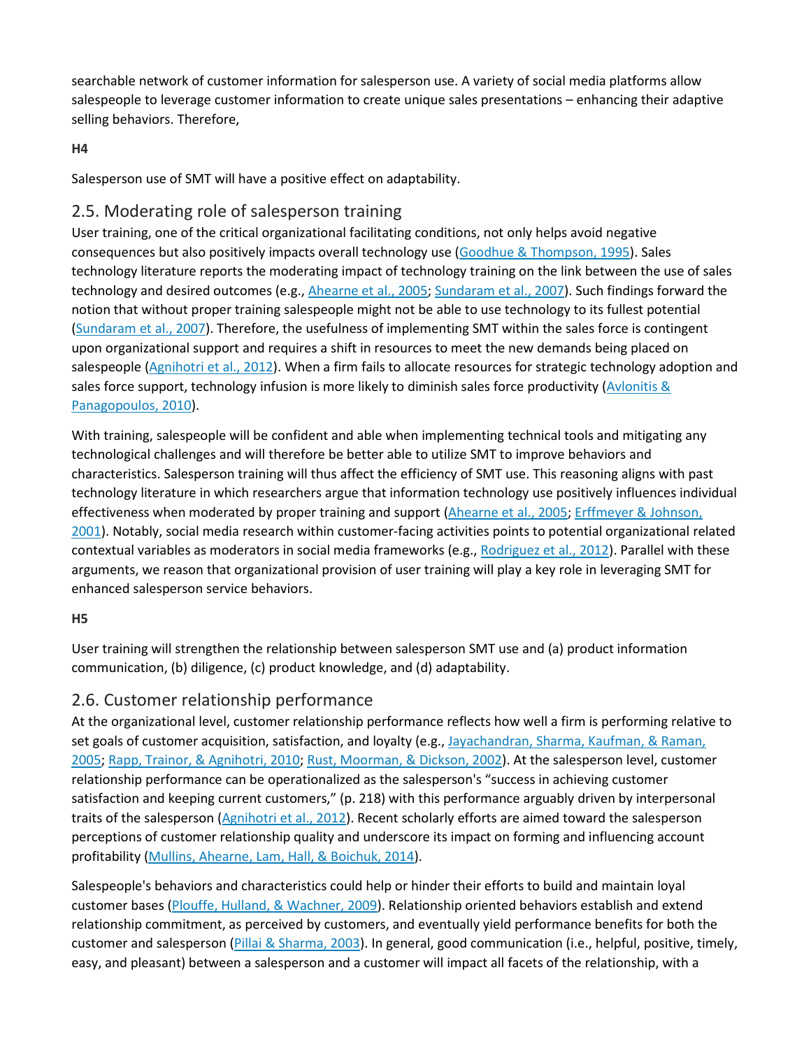searchable network of customer information for salesperson use. A variety of social media platforms allow salespeople to leverage customer information to create unique sales presentations – enhancing their adaptive selling behaviors. Therefore,

**H4**

Salesperson use of SMT will have a positive effect on adaptability.

## 2.5. Moderating role of salesperson training

User training, one of the critical organizational facilitating conditions, not only helps avoid negative consequences but also positively impacts overall technology use (Goodhue & Thompson, 1995). Sales technology literature reports the moderating impact of technology training on the link between the use of sales technology and desired outcomes (e.g., Ahearne et al., 2005; Sundaram et al., 2007). Such findings forward the notion that without proper training salespeople might not be able to use technology to its fullest potential (Sundaram et al., 2007). Therefore, the usefulness of implementing SMT within the sales force is contingent upon organizational support and requires a shift in resources to meet the new demands being placed on salespeople (Agnihotri et al., 2012). When a firm fails to allocate resources for strategic technology adoption and sales force support, technology infusion is more likely to diminish sales force productivity (Avlonitis & Panagopoulos, 2010).

With training, salespeople will be confident and able when implementing technical tools and mitigating any technological challenges and will therefore be better able to utilize SMT to improve behaviors and characteristics. Salesperson training will thus affect the efficiency of SMT use. This reasoning aligns with past technology literature in which researchers argue that information technology use positively influences individual effectiveness when moderated by proper training and support (Ahearne et al., 2005; Erffmeyer & Johnson, 2001). Notably, social media research within customer-facing activities points to potential organizational related contextual variables as moderators in social media frameworks (e.g., Rodriguez et al., 2012). Parallel with these arguments, we reason that organizational provision of user training will play a key role in leveraging SMT for enhanced salesperson service behaviors.

**H5**

User training will strengthen the relationship between salesperson SMT use and (a) product information communication, (b) diligence, (c) product knowledge, and (d) adaptability.

## 2.6. Customer relationship performance

At the organizational level, customer relationship performance reflects how well a firm is performing relative to set goals of customer acquisition, satisfaction, and loyalty (e.g., Jayachandran, Sharma, Kaufman, & Raman, 2005; Rapp, Trainor, & Agnihotri, 2010; Rust, Moorman, & Dickson, 2002). At the salesperson level, customer relationship performance can be operationalized as the salesperson's "success in achieving customer satisfaction and keeping current customers," (p. 218) with this performance arguably driven by interpersonal traits of the salesperson (Agnihotri et al., 2012). Recent scholarly efforts are aimed toward the salesperson perceptions of customer relationship quality and underscore its impact on forming and influencing account profitability (Mullins, Ahearne, Lam, Hall, & Boichuk, 2014).

Salespeople's behaviors and characteristics could help or hinder their efforts to build and maintain loyal customer bases (Plouffe, Hulland, & Wachner, 2009). Relationship oriented behaviors establish and extend relationship commitment, as perceived by customers, and eventually yield performance benefits for both the customer and salesperson (Pillai & Sharma, 2003). In general, good communication (i.e., helpful, positive, timely, easy, and pleasant) between a salesperson and a customer will impact all facets of the relationship, with a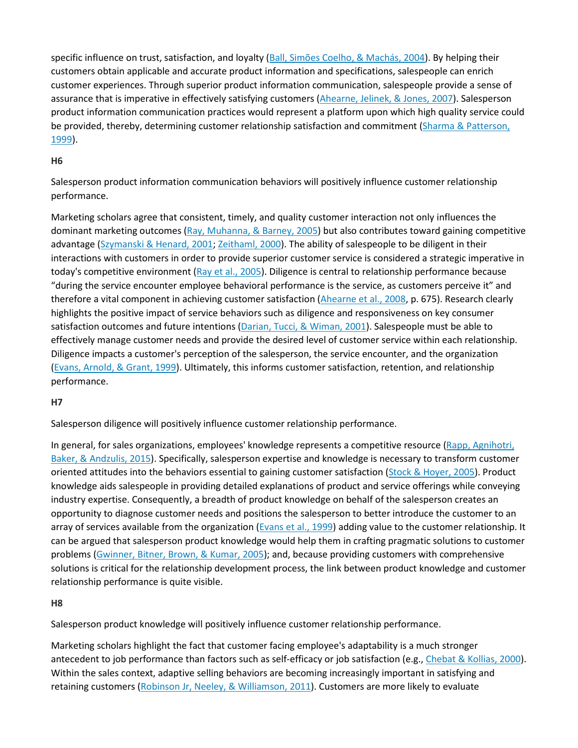specific influence on trust, satisfaction, and loyalty (Ball, Simões Coelho, & Machás, 2004). By helping their customers obtain applicable and accurate product information and specifications, salespeople can enrich customer experiences. Through superior product information communication, salespeople provide a sense of assurance that is imperative in effectively satisfying customers (Ahearne, Jelinek, & Jones, 2007). Salesperson product information communication practices would represent a platform upon which high quality service could be provided, thereby, determining customer relationship satisfaction and commitment (Sharma & Patterson, 1999).

**H6**

Salesperson product information communication behaviors will positively influence customer relationship performance.

Marketing scholars agree that consistent, timely, and quality customer interaction not only influences the dominant marketing outcomes (Ray, Muhanna, & Barney, 2005) but also contributes toward gaining competitive advantage (Szymanski & Henard, 2001; Zeithaml, 2000). The ability of salespeople to be diligent in their interactions with customers in order to provide superior customer service is considered a strategic imperative in today's competitive environment (Ray et al., 2005). Diligence is central to relationship performance because "during the service encounter employee behavioral performance is the service, as customers perceive it" and therefore a vital component in achieving customer satisfaction (Ahearne et al., 2008, p. 675). Research clearly highlights the positive impact of service behaviors such as diligence and responsiveness on key consumer satisfaction outcomes and future intentions (Darian, Tucci, & Wiman, 2001). Salespeople must be able to effectively manage customer needs and provide the desired level of customer service within each relationship. Diligence impacts a customer's perception of the salesperson, the service encounter, and the organization (Evans, Arnold, & Grant, 1999). Ultimately, this informs customer satisfaction, retention, and relationship performance.

**H7**

Salesperson diligence will positively influence customer relationship performance.

In general, for sales organizations, employees' knowledge represents a competitive resource (Rapp, Agnihotri, Baker, & Andzulis, 2015). Specifically, salesperson expertise and knowledge is necessary to transform customer oriented attitudes into the behaviors essential to gaining customer satisfaction (Stock & Hoyer, 2005). Product knowledge aids salespeople in providing detailed explanations of product and service offerings while conveying industry expertise. Consequently, a breadth of product knowledge on behalf of the salesperson creates an opportunity to diagnose customer needs and positions the salesperson to better introduce the customer to an array of services available from the organization (Evans et al., 1999) adding value to the customer relationship. It can be argued that salesperson product knowledge would help them in crafting pragmatic solutions to customer problems (Gwinner, Bitner, Brown, & Kumar, 2005); and, because providing customers with comprehensive solutions is critical for the relationship development process, the link between product knowledge and customer relationship performance is quite visible.

**H8**

Salesperson product knowledge will positively influence customer relationship performance.

Marketing scholars highlight the fact that customer facing employee's adaptability is a much stronger antecedent to job performance than factors such as self-efficacy or job satisfaction (e.g., Chebat & Kollias, 2000). Within the sales context, adaptive selling behaviors are becoming increasingly important in satisfying and retaining customers (Robinson Jr, Neeley, & Williamson, 2011). Customers are more likely to evaluate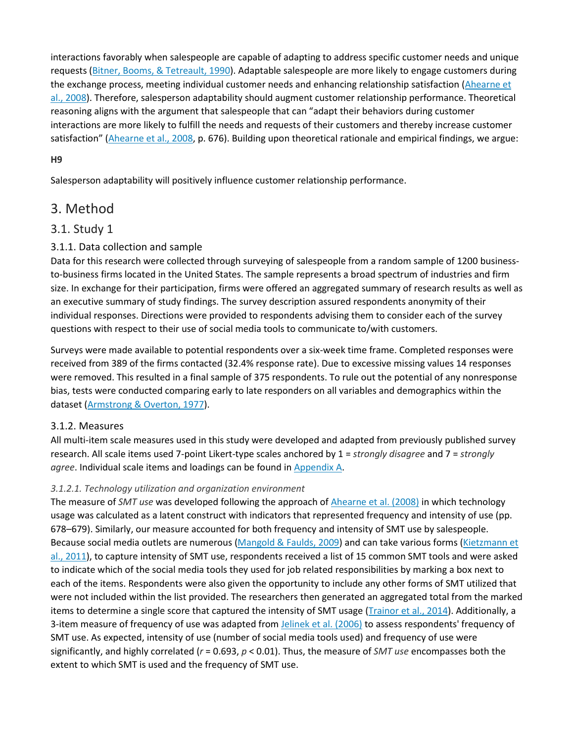interactions favorably when salespeople are capable of adapting to address specific customer needs and unique requests (Bitner, Booms, & Tetreault, 1990). Adaptable salespeople are more likely to engage customers during the exchange process, meeting individual customer needs and enhancing relationship satisfaction (Ahearne et al., 2008). Therefore, salesperson adaptability should augment customer relationship performance. Theoretical reasoning aligns with the argument that salespeople that can "adapt their behaviors during customer interactions are more likely to fulfill the needs and requests of their customers and thereby increase customer satisfaction" (Ahearne et al., 2008, p. 676). Building upon theoretical rationale and empirical findings, we argue:

**H9**

Salesperson adaptability will positively influence customer relationship performance.

# 3. Method

## 3.1. Study 1

### 3.1.1. Data collection and sample

Data for this research were collected through surveying of salespeople from a random sample of 1200 business-to-business firms located in the United States. The sample represents a broad spectrum of industries and firm size. In exchange for their participation, firms were offered an aggregated summary of research results as well as an executive summary of study findings. The survey description assured respondents anonymity of their individual responses. Directions were provided to respondents advising them to consider each of the survey questions with respect to their use of social media tools to communicate to/with customers.

Surveys were made available to potential respondents over a six-week time frame. Completed responses were received from 389 of the firms contacted (32.4% response rate). Due to excessive missing values 14 responses were removed. This resulted in a final sample of 375 respondents. To rule out the potential of any nonresponse bias, tests were conducted comparing early to late responders on all variables and demographics within the dataset (Armstrong & Overton, 1977).

### 3.1.2. Measures

All multi-item scale measures used in this study were developed and adapted from previously published survey research. All scale items used 7-point Likert-type scales anchored by 1 = *strongly disagree* and 7 = *strongly agree*. Individual scale items and loadings can be found in Appendix A.

#### *3.1.2.1. Technology utilization and organization environment*

The measure of *SMT use* was developed following the approach of Ahearne et al. (2008) in which technology usage was calculated as a latent construct with indicators that represented frequency and intensity of use (pp. 678–679). Similarly, our measure accounted for both frequency and intensity of SMT use by salespeople. Because social media outlets are numerous (Mangold & Faulds, 2009) and can take various forms (Kietzmann et al., 2011), to capture intensity of SMT use, respondents received a list of 15 common SMT tools and were asked to indicate which of the social media tools they used for job related responsibilities by marking a box next to each of the items. Respondents were also given the opportunity to include any other forms of SMT utilized that were not included within the list provided. The researchers then generated an aggregated total from the marked items to determine a single score that captured the intensity of SMT usage (Trainor et al., 2014). Additionally, a 3-item measure of frequency of use was adapted from Jelinek et al. (2006) to assess respondents' frequency of SMT use. As expected, intensity of use (number of social media tools used) and frequency of use were significantly, and highly correlated ($r = 0.693$, $p < 0.01$). Thus, the measure of *SMT use* encompasses both the extent to which SMT is used and the frequency of SMT use.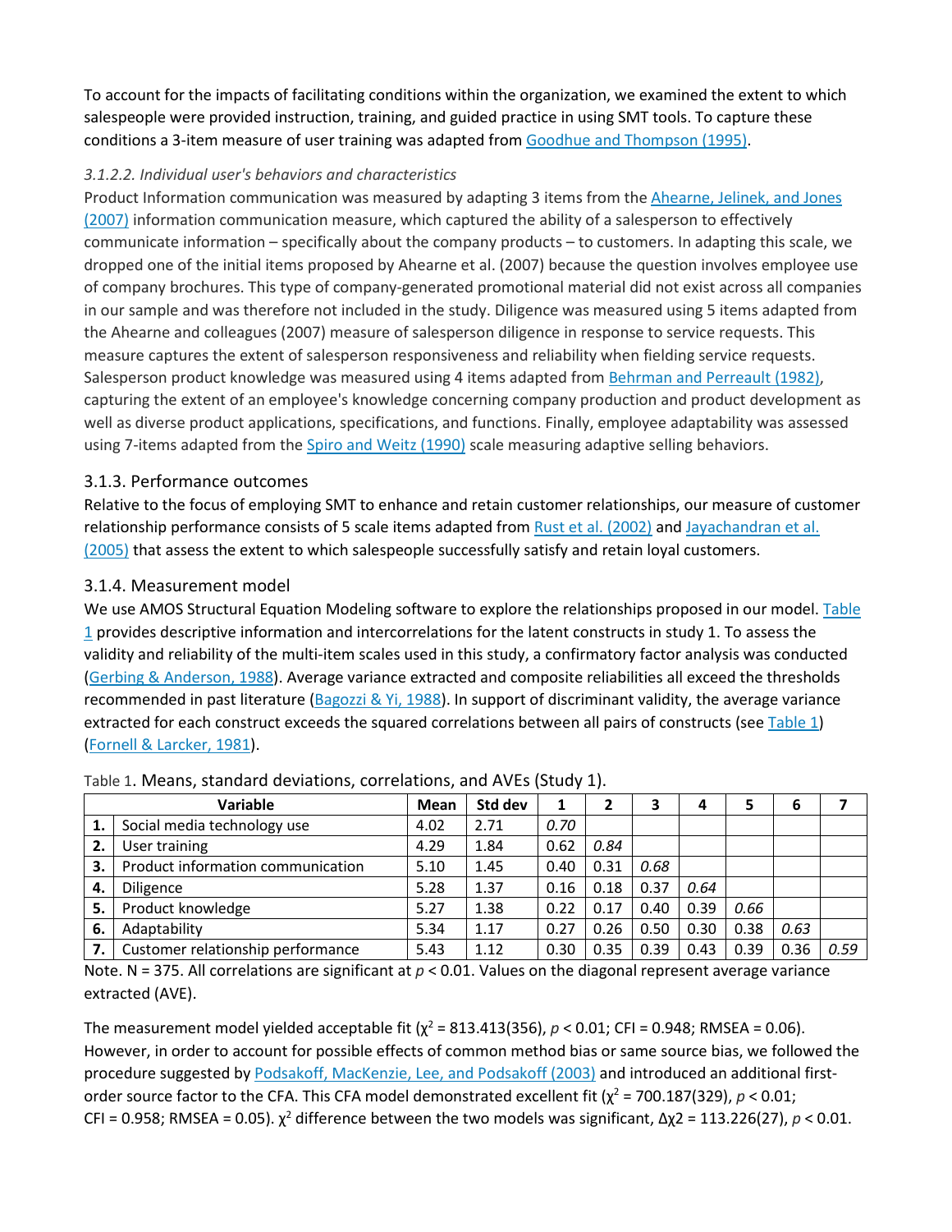To account for the impacts of facilitating conditions within the organization, we examined the extent to which salespeople were provided instruction, training, and guided practice in using SMT tools. To capture these conditions a 3-item measure of user training was adapted from Goodhue and Thompson (1995).

#### *3.1.2.2. Individual user's behaviors and characteristics*

Product Information communication was measured by adapting 3 items from the Ahearne, Jelinek, and Jones (2007) information communication measure, which captured the ability of a salesperson to effectively communicate information – specifically about the company products – to customers. In adapting this scale, we dropped one of the initial items proposed by Ahearne et al. (2007) because the question involves employee use of company brochures. This type of company-generated promotional material did not exist across all companies in our sample and was therefore not included in the study. Diligence was measured using 5 items adapted from the Ahearne and colleagues (2007) measure of salesperson diligence in response to service requests. This measure captures the extent of salesperson responsiveness and reliability when fielding service requests. Salesperson product knowledge was measured using 4 items adapted from Behrman and Perreault (1982), capturing the extent of an employee's knowledge concerning company production and product development as well as diverse product applications, specifications, and functions. Finally, employee adaptability was assessed using 7-items adapted from the Spiro and Weitz (1990) scale measuring adaptive selling behaviors.

### 3.1.3. Performance outcomes

Relative to the focus of employing SMT to enhance and retain customer relationships, our measure of customer relationship performance consists of 5 scale items adapted from Rust et al. (2002) and Jayachandran et al. (2005) that assess the extent to which salespeople successfully satisfy and retain loyal customers.

### 3.1.4. Measurement model

We use AMOS Structural Equation Modeling software to explore the relationships proposed in our model. Table 1 provides descriptive information and intercorrelations for the latent constructs in study 1. To assess the validity and reliability of the multi-item scales used in this study, a confirmatory factor analysis was conducted (Gerbing & Anderson, 1988). Average variance extracted and composite reliabilities all exceed the thresholds recommended in past literature (Bagozzi & Yi, 1988). In support of discriminant validity, the average variance extracted for each construct exceeds the squared correlations between all pairs of constructs (see Table 1) (Fornell & Larcker, 1981).

Table 1. Means, standard deviations, correlations, and AVEs (Study 1).

| | Variable | Mean | Std dev | 1 | 2 | 3 | 4 | 5 | 6 | 7 |
|---|---|---|---|---|---|---|---|---|---|---|
| **1.** | Social media technology use | 4.02 | 2.71 | *0.70* | | | | | | |
| **2.** | User training | 4.29 | 1.84 | 0.62 | *0.84* | | | | | |
| **3.** | Product information communication | 5.10 | 1.45 | 0.40 | 0.31 | *0.68* | | | | |
| **4.** | Diligence | 5.28 | 1.37 | 0.16 | 0.18 | 0.37 | *0.64* | | | |
| **5.** | Product knowledge | 5.27 | 1.38 | 0.22 | 0.17 | 0.40 | 0.39 | *0.66* | | |
| **6.** | Adaptability | 5.34 | 1.17 | 0.27 | 0.26 | 0.50 | 0.30 | 0.38 | *0.63* | |
| **7.** | Customer relationship performance | 5.43 | 1.12 | 0.30 | 0.35 | 0.39 | 0.43 | 0.39 | 0.36 | *0.59* |

Note. N = 375. All correlations are significant at $p < 0.01$. Values on the diagonal represent average variance extracted (AVE).

The measurement model yielded acceptable fit ($\chi^2 = 813.413(356)$, $p < 0.01$; CFI = 0.948; RMSEA = 0.06). However, in order to account for possible effects of common method bias or same source bias, we followed the procedure suggested by Podsakoff, MacKenzie, Lee, and Podsakoff (2003) and introduced an additional first-order source factor to the CFA. This CFA model demonstrated excellent fit ($\chi^2 = 700.187(329)$, $p < 0.01$; CFI = 0.958; RMSEA = 0.05). $\chi^2$ difference between the two models was significant, $\Delta\chi2 = 113.226(27)$, $p < 0.01$.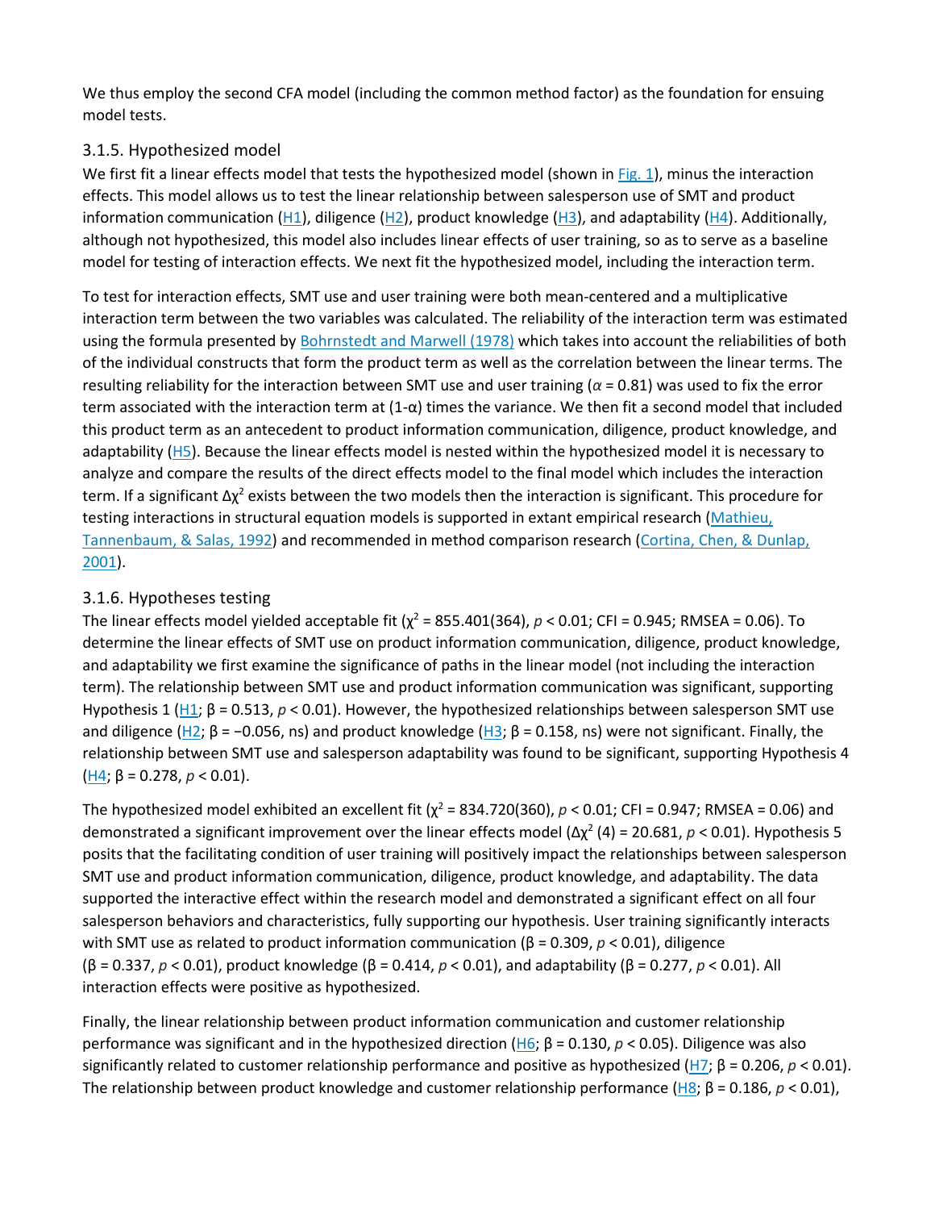We thus employ the second CFA model (including the common method factor) as the foundation for ensuing model tests.

### 3.1.5. Hypothesized model

We first fit a linear effects model that tests the hypothesized model (shown in Fig. 1), minus the interaction effects. This model allows us to test the linear relationship between salesperson use of SMT and product information communication (H1), diligence (H2), product knowledge (H3), and adaptability (H4). Additionally, although not hypothesized, this model also includes linear effects of user training, so as to serve as a baseline model for testing of interaction effects. We next fit the hypothesized model, including the interaction term.

To test for interaction effects, SMT use and user training were both mean-centered and a multiplicative interaction term between the two variables was calculated. The reliability of the interaction term was estimated using the formula presented by Bohrnstedt and Marwell (1978) which takes into account the reliabilities of both of the individual constructs that form the product term as well as the correlation between the linear terms. The resulting reliability for the interaction between SMT use and user training ($\alpha = 0.81$) was used to fix the error term associated with the interaction term at ($1-\alpha$) times the variance. We then fit a second model that included this product term as an antecedent to product information communication, diligence, product knowledge, and adaptability (H5). Because the linear effects model is nested within the hypothesized model it is necessary to analyze and compare the results of the direct effects model to the final model which includes the interaction term. If a significant $\Delta\chi^2$ exists between the two models then the interaction is significant. This procedure for testing interactions in structural equation models is supported in extant empirical research (Mathieu, Tannenbaum, & Salas, 1992) and recommended in method comparison research (Cortina, Chen, & Dunlap, 2001).

### 3.1.6. Hypotheses testing

The linear effects model yielded acceptable fit ($\chi^2 = 855.401(364)$, $p < 0.01$; CFI = 0.945; RMSEA = 0.06). To determine the linear effects of SMT use on product information communication, diligence, product knowledge, and adaptability we first examine the significance of paths in the linear model (not including the interaction term). The relationship between SMT use and product information communication was significant, supporting Hypothesis 1 (H1; $\beta = 0.513$, $p < 0.01$). However, the hypothesized relationships between salesperson SMT use and diligence (H2; $\beta = -0.056$, ns) and product knowledge (H3; $\beta = 0.158$, ns) were not significant. Finally, the relationship between SMT use and salesperson adaptability was found to be significant, supporting Hypothesis 4 (H4; $\beta = 0.278$, $p < 0.01$).

The hypothesized model exhibited an excellent fit ($\chi^2 = 834.720(360)$, $p < 0.01$; CFI = 0.947; RMSEA = 0.06) and demonstrated a significant improvement over the linear effects model ($\Delta\chi^2$ (4) = 20.681, $p < 0.01$). Hypothesis 5 posits that the facilitating condition of user training will positively impact the relationships between salesperson SMT use and product information communication, diligence, product knowledge, and adaptability. The data supported the interactive effect within the research model and demonstrated a significant effect on all four salesperson behaviors and characteristics, fully supporting our hypothesis. User training significantly interacts with SMT use as related to product information communication ($\beta = 0.309$, $p < 0.01$), diligence ($\beta = 0.337$, $p < 0.01$), product knowledge ($\beta = 0.414$, $p < 0.01$), and adaptability ($\beta = 0.277$, $p < 0.01$). All interaction effects were positive as hypothesized.

Finally, the linear relationship between product information communication and customer relationship performance was significant and in the hypothesized direction (H6; $\beta = 0.130$, $p < 0.05$). Diligence was also significantly related to customer relationship performance and positive as hypothesized (H7; $\beta = 0.206$, $p < 0.01$). The relationship between product knowledge and customer relationship performance (H8; $\beta = 0.186$, $p < 0.01$),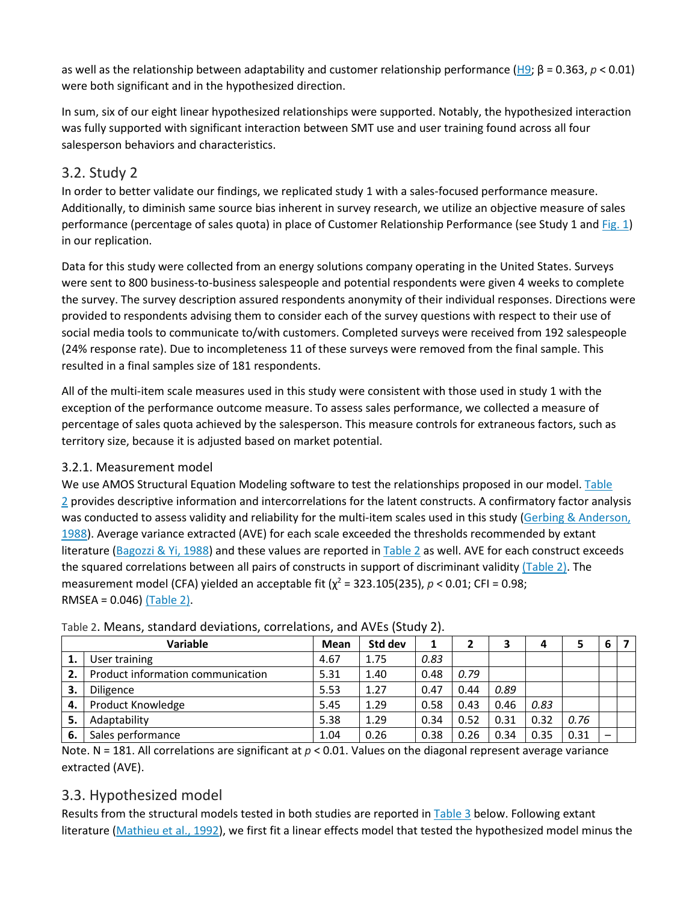as well as the relationship between adaptability and customer relationship performance (H9; $\beta = 0.363$, $p < 0.01$) were both significant and in the hypothesized direction.

In sum, six of our eight linear hypothesized relationships were supported. Notably, the hypothesized interaction was fully supported with significant interaction between SMT use and user training found across all four salesperson behaviors and characteristics.

## 3.2. Study 2

In order to better validate our findings, we replicated study 1 with a sales-focused performance measure. Additionally, to diminish same source bias inherent in survey research, we utilize an objective measure of sales performance (percentage of sales quota) in place of Customer Relationship Performance (see Study 1 and Fig. 1) in our replication.

Data for this study were collected from an energy solutions company operating in the United States. Surveys were sent to 800 business-to-business salespeople and potential respondents were given 4 weeks to complete the survey. The survey description assured respondents anonymity of their individual responses. Directions were provided to respondents advising them to consider each of the survey questions with respect to their use of social media tools to communicate to/with customers. Completed surveys were received from 192 salespeople (24% response rate). Due to incompleteness 11 of these surveys were removed from the final sample. This resulted in a final samples size of 181 respondents.

All of the multi-item scale measures used in this study were consistent with those used in study 1 with the exception of the performance outcome measure. To assess sales performance, we collected a measure of percentage of sales quota achieved by the salesperson. This measure controls for extraneous factors, such as territory size, because it is adjusted based on market potential.

### 3.2.1. Measurement model

We use AMOS Structural Equation Modeling software to test the relationships proposed in our model. Table 2 provides descriptive information and intercorrelations for the latent constructs. A confirmatory factor analysis was conducted to assess validity and reliability for the multi-item scales used in this study (Gerbing & Anderson, 1988). Average variance extracted (AVE) for each scale exceeded the thresholds recommended by extant literature (Bagozzi & Yi, 1988) and these values are reported in Table 2 as well. AVE for each construct exceeds the squared correlations between all pairs of constructs in support of discriminant validity (Table 2). The measurement model (CFA) yielded an acceptable fit ($\chi^2 = 323.105(235)$, $p < 0.01$; CFI = 0.98; RMSEA = 0.046) (Table 2).

Table 2. Means, standard deviations, correlations, and AVEs (Study 2).

| | Variable | Mean | Std dev | 1 | 2 | 3 | 4 | 5 | 6 | 7 |
|---|---|---|---|---|---|---|---|---|---|---|
| **1.** | User training | 4.67 | 1.75 | *0.83* | | | | | | |
| **2.** | Product information communication | 5.31 | 1.40 | 0.48 | *0.79* | | | | | |
| **3.** | Diligence | 5.53 | 1.27 | 0.47 | 0.44 | *0.89* | | | | |
| **4.** | Product Knowledge | 5.45 | 1.29 | 0.58 | 0.43 | 0.46 | *0.83* | | | |
| **5.** | Adaptability | 5.38 | 1.29 | 0.34 | 0.52 | 0.31 | 0.32 | *0.76* | | |
| **6.** | Sales performance | 1.04 | 0.26 | 0.38 | 0.26 | 0.34 | 0.35 | 0.31 | – | |

Note. N = 181. All correlations are significant at $p < 0.01$. Values on the diagonal represent average variance extracted (AVE).

## 3.3. Hypothesized model

Results from the structural models tested in both studies are reported in Table 3 below. Following extant literature (Mathieu et al., 1992), we first fit a linear effects model that tested the hypothesized model minus the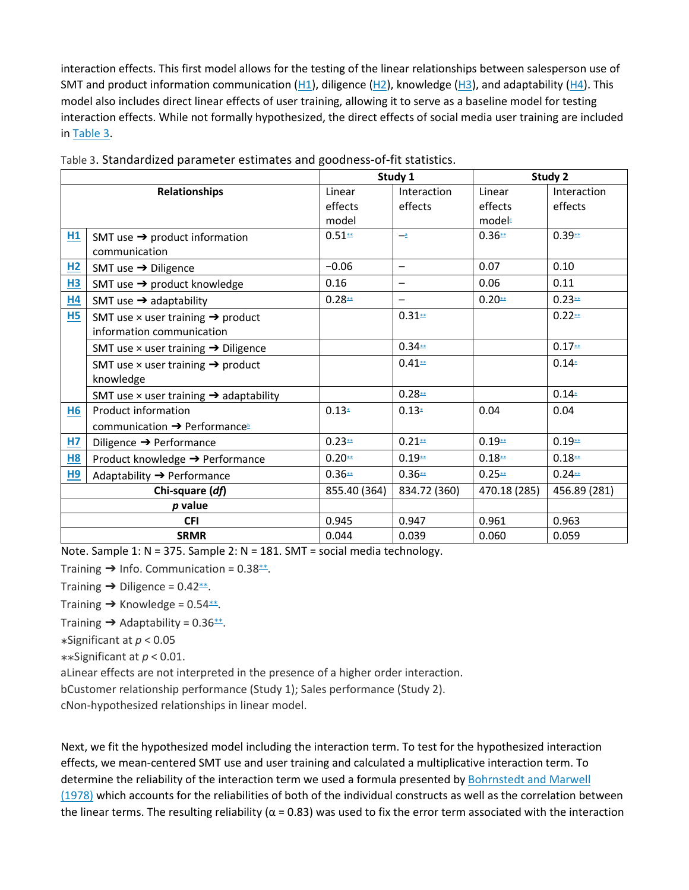interaction effects. This first model allows for the testing of the linear relationships between salesperson use of SMT and product information communication (H1), diligence (H2), knowledge (H3), and adaptability (H4). This model also includes direct linear effects of user training, allowing it to serve as a baseline model for testing interaction effects. While not formally hypothesized, the direct effects of social media user training are included in Table 3.

Table 3. Standardized parameter estimates and goodness-of-fit statistics.

| | Relationships | Study 1 | | Study 2 | |
|---|---|---|---|---|---|
| | | Linear effects model | Interaction effects | Linear effects model[c] | Interaction effects |
| H1 | SMT use ➔ product information communication | 0.51** | –[a] | 0.36** | 0.39** |
| H2 | SMT use ➔ Diligence | −0.06 | – | 0.07 | 0.10 |
| H3 | SMT use ➔ product knowledge | 0.16 | – | 0.06 | 0.11 |
| H4 | SMT use ➔ adaptability | 0.28** | – | 0.20** | 0.23** |
| H5 | SMT use × user training ➔ product information communication | | 0.31** | | 0.22** |
| | SMT use × user training ➔ Diligence | | 0.34** | | 0.17** |
| | SMT use × user training ➔ product knowledge | | 0.41** | | 0.14* |
| | SMT use × user training ➔ adaptability | | 0.28** | | 0.14* |
| H6 | Product information communication ➔ Performance[b] | 0.13* | 0.13* | 0.04 | 0.04 |
| H7 | Diligence ➔ Performance | 0.23** | 0.21** | 0.19** | 0.19** |
| H8 | Product knowledge ➔ Performance | 0.20** | 0.19** | 0.18** | 0.18** |
| H9 | Adaptability ➔ Performance | 0.36** | 0.36** | 0.25** | 0.24** |
| | **Chi-square (*df*)** | 855.40 (364) | 834.72 (360) | 470.18 (285) | 456.89 (281) |
| | ***p* value** | | | | |
| | **CFI** | 0.945 | 0.947 | 0.961 | 0.963 |
| | **SRMR** | 0.044 | 0.039 | 0.060 | 0.059 |

Note. Sample 1: N = 375. Sample 2: N = 181. SMT = social media technology.

Training ➔ Info. Communication = 0.38**.

Training ➔ Diligence = 0.42**.

Training ➔ Knowledge = 0.54**.

Training ➔ Adaptability = 0.36**.

*Significant at $p < 0.05$

**Significant at $p < 0.01$.

aLinear effects are not interpreted in the presence of a higher order interaction.

bCustomer relationship performance (Study 1); Sales performance (Study 2).

cNon-hypothesized relationships in linear model.

Next, we fit the hypothesized model including the interaction term. To test for the hypothesized interaction effects, we mean-centered SMT use and user training and calculated a multiplicative interaction term. To determine the reliability of the interaction term we used a formula presented by Bohrnstedt and Marwell (1978) which accounts for the reliabilities of both of the individual constructs as well as the correlation between the linear terms. The resulting reliability ($\alpha = 0.83$) was used to fix the error term associated with the interaction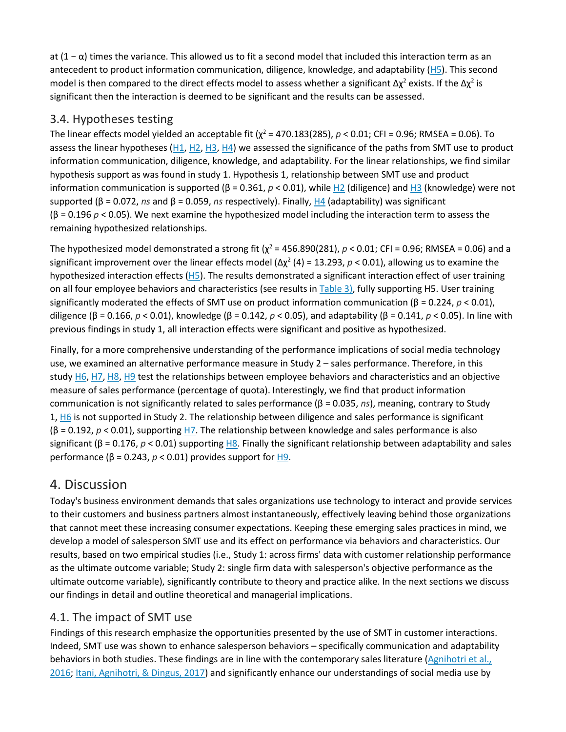at (1 − α) times the variance. This allowed us to fit a second model that included this interaction term as an antecedent to product information communication, diligence, knowledge, and adaptability (H5). This second model is then compared to the direct effects model to assess whether a significant $\Delta\chi^2$ exists. If the $\Delta\chi^2$ is significant then the interaction is deemed to be significant and the results can be assessed.

### 3.4. Hypotheses testing

The linear effects model yielded an acceptable fit ($\chi^2 = 470.183(285)$, $p < 0.01$; CFI = 0.96; RMSEA = 0.06). To assess the linear hypotheses (H1, H2, H3, H4) we assessed the significance of the paths from SMT use to product information communication, diligence, knowledge, and adaptability. For the linear relationships, we find similar hypothesis support as was found in study 1. Hypothesis 1, relationship between SMT use and product information communication is supported ($\beta = 0.361$, $p < 0.01$), while H2 (diligence) and H3 (knowledge) were not supported ($\beta = 0.072$, *ns* and $\beta = 0.059$, *ns* respectively). Finally, H4 (adaptability) was significant ($\beta = 0.196$ $p < 0.05$). We next examine the hypothesized model including the interaction term to assess the remaining hypothesized relationships.

The hypothesized model demonstrated a strong fit ($\chi^2 = 456.890(281)$, $p < 0.01$; CFI = 0.96; RMSEA = 0.06) and a significant improvement over the linear effects model ($\Delta\chi^2$ (4) = 13.293, $p < 0.01$), allowing us to examine the hypothesized interaction effects (H5). The results demonstrated a significant interaction effect of user training on all four employee behaviors and characteristics (see results in Table 3), fully supporting H5. User training significantly moderated the effects of SMT use on product information communication ($\beta = 0.224$, $p < 0.01$), diligence ($\beta = 0.166$, $p < 0.01$), knowledge ($\beta = 0.142$, $p < 0.05$), and adaptability ($\beta = 0.141$, $p < 0.05$). In line with previous findings in study 1, all interaction effects were significant and positive as hypothesized.

Finally, for a more comprehensive understanding of the performance implications of social media technology use, we examined an alternative performance measure in Study 2 – sales performance. Therefore, in this study H6, H7, H8, H9 test the relationships between employee behaviors and characteristics and an objective measure of sales performance (percentage of quota). Interestingly, we find that product information communication is not significantly related to sales performance ($\beta = 0.035$, *ns*), meaning, contrary to Study 1, H6 is not supported in Study 2. The relationship between diligence and sales performance is significant ($\beta = 0.192$, $p < 0.01$), supporting H7. The relationship between knowledge and sales performance is also significant ($\beta = 0.176$, $p < 0.01$) supporting H8. Finally the significant relationship between adaptability and sales performance ($\beta = 0.243$, $p < 0.01$) provides support for H9.

## 4. Discussion

Today's business environment demands that sales organizations use technology to interact and provide services to their customers and business partners almost instantaneously, effectively leaving behind those organizations that cannot meet these increasing consumer expectations. Keeping these emerging sales practices in mind, we develop a model of salesperson SMT use and its effect on performance via behaviors and characteristics. Our results, based on two empirical studies (i.e., Study 1: across firms' data with customer relationship performance as the ultimate outcome variable; Study 2: single firm data with salesperson's objective performance as the ultimate outcome variable), significantly contribute to theory and practice alike. In the next sections we discuss our findings in detail and outline theoretical and managerial implications.

### 4.1. The impact of SMT use

Findings of this research emphasize the opportunities presented by the use of SMT in customer interactions. Indeed, SMT use was shown to enhance salesperson behaviors – specifically communication and adaptability behaviors in both studies. These findings are in line with the contemporary sales literature (Agnihotri et al., 2016; Itani, Agnihotri, & Dingus, 2017) and significantly enhance our understandings of social media use by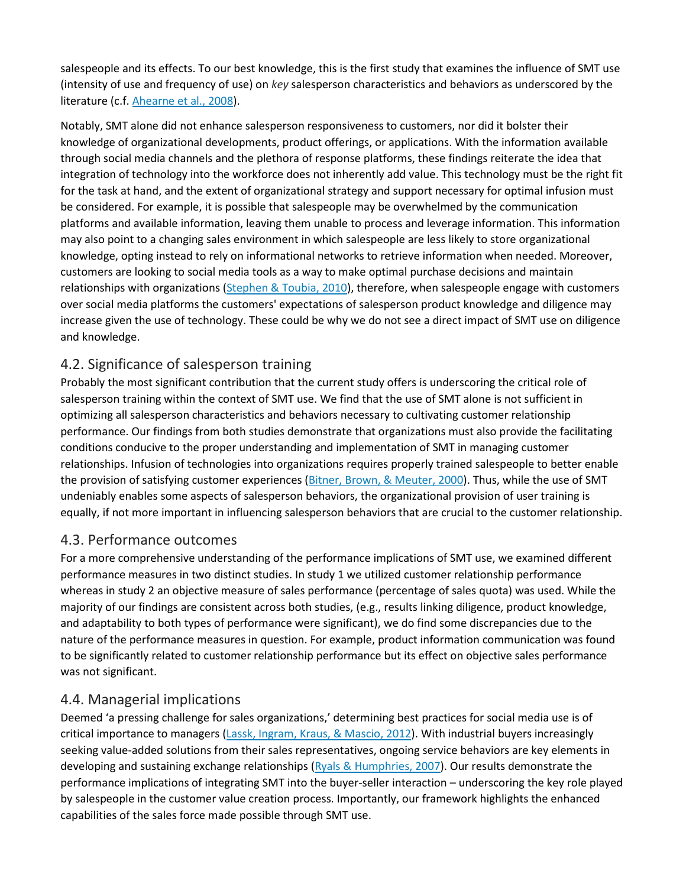salespeople and its effects. To our best knowledge, this is the first study that examines the influence of SMT use (intensity of use and frequency of use) on *key* salesperson characteristics and behaviors as underscored by the literature (c.f. Ahearne et al., 2008).

Notably, SMT alone did not enhance salesperson responsiveness to customers, nor did it bolster their knowledge of organizational developments, product offerings, or applications. With the information available through social media channels and the plethora of response platforms, these findings reiterate the idea that integration of technology into the workforce does not inherently add value. This technology must be the right fit for the task at hand, and the extent of organizational strategy and support necessary for optimal infusion must be considered. For example, it is possible that salespeople may be overwhelmed by the communication platforms and available information, leaving them unable to process and leverage information. This information may also point to a changing sales environment in which salespeople are less likely to store organizational knowledge, opting instead to rely on informational networks to retrieve information when needed. Moreover, customers are looking to social media tools as a way to make optimal purchase decisions and maintain relationships with organizations (Stephen & Toubia, 2010), therefore, when salespeople engage with customers over social media platforms the customers' expectations of salesperson product knowledge and diligence may increase given the use of technology. These could be why we do not see a direct impact of SMT use on diligence and knowledge.

## 4.2. Significance of salesperson training

Probably the most significant contribution that the current study offers is underscoring the critical role of salesperson training within the context of SMT use. We find that the use of SMT alone is not sufficient in optimizing all salesperson characteristics and behaviors necessary to cultivating customer relationship performance. Our findings from both studies demonstrate that organizations must also provide the facilitating conditions conducive to the proper understanding and implementation of SMT in managing customer relationships. Infusion of technologies into organizations requires properly trained salespeople to better enable the provision of satisfying customer experiences (Bitner, Brown, & Meuter, 2000). Thus, while the use of SMT undeniably enables some aspects of salesperson behaviors, the organizational provision of user training is equally, if not more important in influencing salesperson behaviors that are crucial to the customer relationship.

## 4.3. Performance outcomes

For a more comprehensive understanding of the performance implications of SMT use, we examined different performance measures in two distinct studies. In study 1 we utilized customer relationship performance whereas in study 2 an objective measure of sales performance (percentage of sales quota) was used. While the majority of our findings are consistent across both studies, (e.g., results linking diligence, product knowledge, and adaptability to both types of performance were significant), we do find some discrepancies due to the nature of the performance measures in question. For example, product information communication was found to be significantly related to customer relationship performance but its effect on objective sales performance was not significant.

## 4.4. Managerial implications

Deemed 'a pressing challenge for sales organizations,' determining best practices for social media use is of critical importance to managers (Lassk, Ingram, Kraus, & Mascio, 2012). With industrial buyers increasingly seeking value-added solutions from their sales representatives, ongoing service behaviors are key elements in developing and sustaining exchange relationships (Ryals & Humphries, 2007). Our results demonstrate the performance implications of integrating SMT into the buyer-seller interaction – underscoring the key role played by salespeople in the customer value creation process. Importantly, our framework highlights the enhanced capabilities of the sales force made possible through SMT use.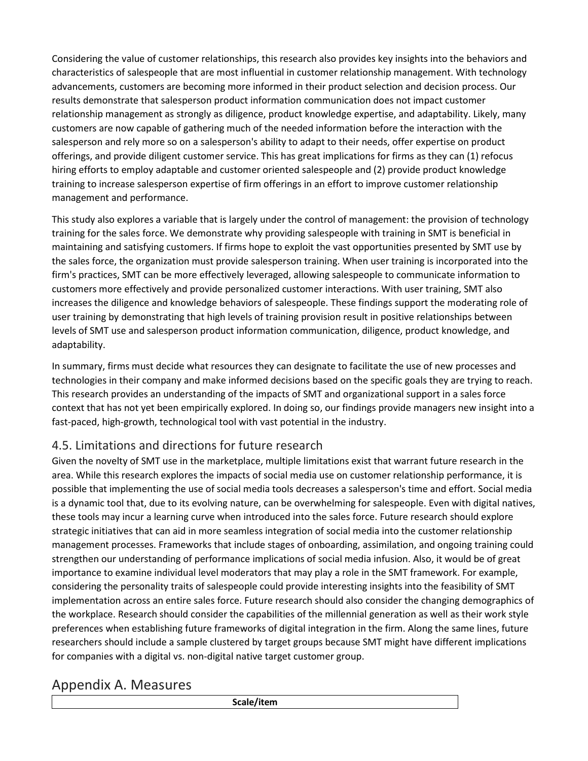Considering the value of customer relationships, this research also provides key insights into the behaviors and characteristics of salespeople that are most influential in customer relationship management. With technology advancements, customers are becoming more informed in their product selection and decision process. Our results demonstrate that salesperson product information communication does not impact customer relationship management as strongly as diligence, product knowledge expertise, and adaptability. Likely, many customers are now capable of gathering much of the needed information before the interaction with the salesperson and rely more so on a salesperson's ability to adapt to their needs, offer expertise on product offerings, and provide diligent customer service. This has great implications for firms as they can (1) refocus hiring efforts to employ adaptable and customer oriented salespeople and (2) provide product knowledge training to increase salesperson expertise of firm offerings in an effort to improve customer relationship management and performance.

This study also explores a variable that is largely under the control of management: the provision of technology training for the sales force. We demonstrate why providing salespeople with training in SMT is beneficial in maintaining and satisfying customers. If firms hope to exploit the vast opportunities presented by SMT use by the sales force, the organization must provide salesperson training. When user training is incorporated into the firm's practices, SMT can be more effectively leveraged, allowing salespeople to communicate information to customers more effectively and provide personalized customer interactions. With user training, SMT also increases the diligence and knowledge behaviors of salespeople. These findings support the moderating role of user training by demonstrating that high levels of training provision result in positive relationships between levels of SMT use and salesperson product information communication, diligence, product knowledge, and adaptability.

In summary, firms must decide what resources they can designate to facilitate the use of new processes and technologies in their company and make informed decisions based on the specific goals they are trying to reach. This research provides an understanding of the impacts of SMT and organizational support in a sales force context that has not yet been empirically explored. In doing so, our findings provide managers new insight into a fast-paced, high-growth, technological tool with vast potential in the industry.

### 4.5. Limitations and directions for future research

Given the novelty of SMT use in the marketplace, multiple limitations exist that warrant future research in the area. While this research explores the impacts of social media use on customer relationship performance, it is possible that implementing the use of social media tools decreases a salesperson's time and effort. Social media is a dynamic tool that, due to its evolving nature, can be overwhelming for salespeople. Even with digital natives, these tools may incur a learning curve when introduced into the sales force. Future research should explore strategic initiatives that can aid in more seamless integration of social media into the customer relationship management processes. Frameworks that include stages of onboarding, assimilation, and ongoing training could strengthen our understanding of performance implications of social media infusion. Also, it would be of great importance to examine individual level moderators that may play a role in the SMT framework. For example, considering the personality traits of salespeople could provide interesting insights into the feasibility of SMT implementation across an entire sales force. Future research should also consider the changing demographics of the workplace. Research should consider the capabilities of the millennial generation as well as their work style preferences when establishing future frameworks of digital integration in the firm. Along the same lines, future researchers should include a sample clustered by target groups because SMT might have different implications for companies with a digital vs. non-digital native target customer group.

## Appendix A. Measures

| Scale/item |
| --- |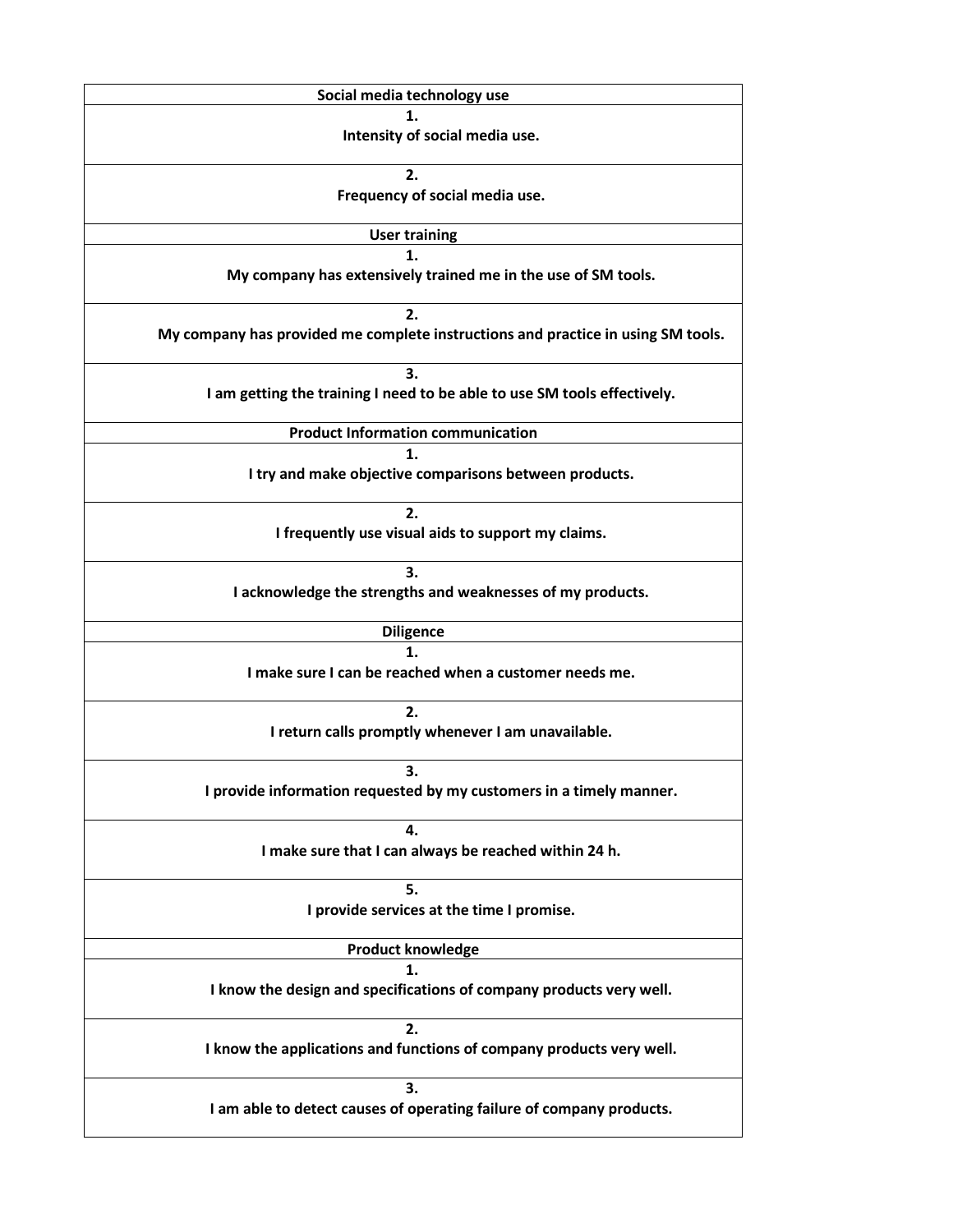| Social media technology use |
|---|
| 1. Intensity of social media use. |
| 2. Frequency of social media use. |
| **User training** |
| 1. My company has extensively trained me in the use of SM tools. |
| 2. My company has provided me complete instructions and practice in using SM tools. |
| 3. I am getting the training I need to be able to use SM tools effectively. |
| **Product Information communication** |
| 1. I try and make objective comparisons between products. |
| 2. I frequently use visual aids to support my claims. |
| 3. I acknowledge the strengths and weaknesses of my products. |
| **Diligence** |
| 1. I make sure I can be reached when a customer needs me. |
| 2. I return calls promptly whenever I am unavailable. |
| 3. I provide information requested by my customers in a timely manner. |
| 4. I make sure that I can always be reached within 24 h. |
| 5. I provide services at the time I promise. |
| **Product knowledge** |
| 1. I know the design and specifications of company products very well. |
| 2. I know the applications and functions of company products very well. |
| 3. I am able to detect causes of operating failure of company products. |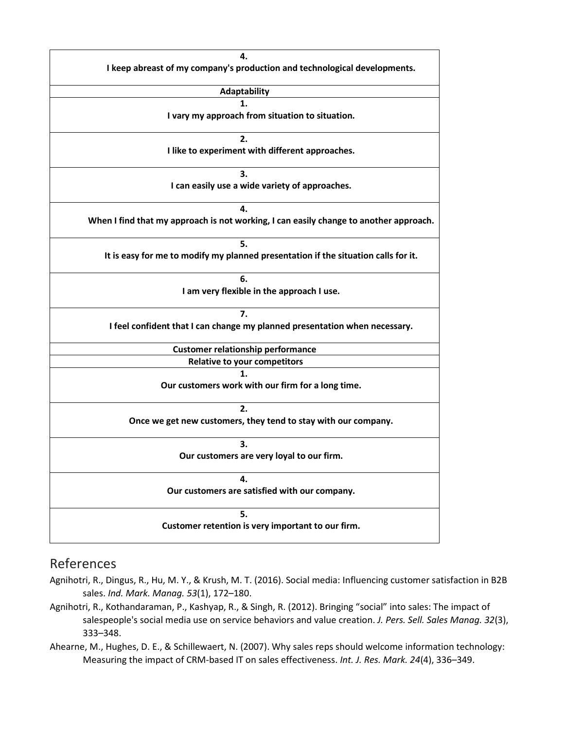| 4. I keep abreast of my company's production and technological developments. |
|---|
| **Adaptability** |
| 1. I vary my approach from situation to situation. |
| 2. I like to experiment with different approaches. |
| 3. I can easily use a wide variety of approaches. |
| 4. When I find that my approach is not working, I can easily change to another approach. |
| 5. It is easy for me to modify my planned presentation if the situation calls for it. |
| 6. I am very flexible in the approach I use. |
| 7. I feel confident that I can change my planned presentation when necessary. |
| **Customer relationship performance** |
| **Relative to your competitors** |
| 1. Our customers work with our firm for a long time. |
| 2. Once we get new customers, they tend to stay with our company. |
| 3. Our customers are very loyal to our firm. |
| 4. Our customers are satisfied with our company. |
| 5. Customer retention is very important to our firm. |

## References

Agnihotri, R., Dingus, R., Hu, M. Y., & Krush, M. T. (2016). Social media: Influencing customer satisfaction in B2B sales. *Ind. Mark. Manag. 53*(1), 172–180.

Agnihotri, R., Kothandaraman, P., Kashyap, R., & Singh, R. (2012). Bringing "social" into sales: The impact of salespeople's social media use on service behaviors and value creation. *J. Pers. Sell. Sales Manag. 32*(3), 333–348.

Ahearne, M., Hughes, D. E., & Schillewaert, N. (2007). Why sales reps should welcome information technology: Measuring the impact of CRM-based IT on sales effectiveness. *Int. J. Res. Mark. 24*(4), 336–349.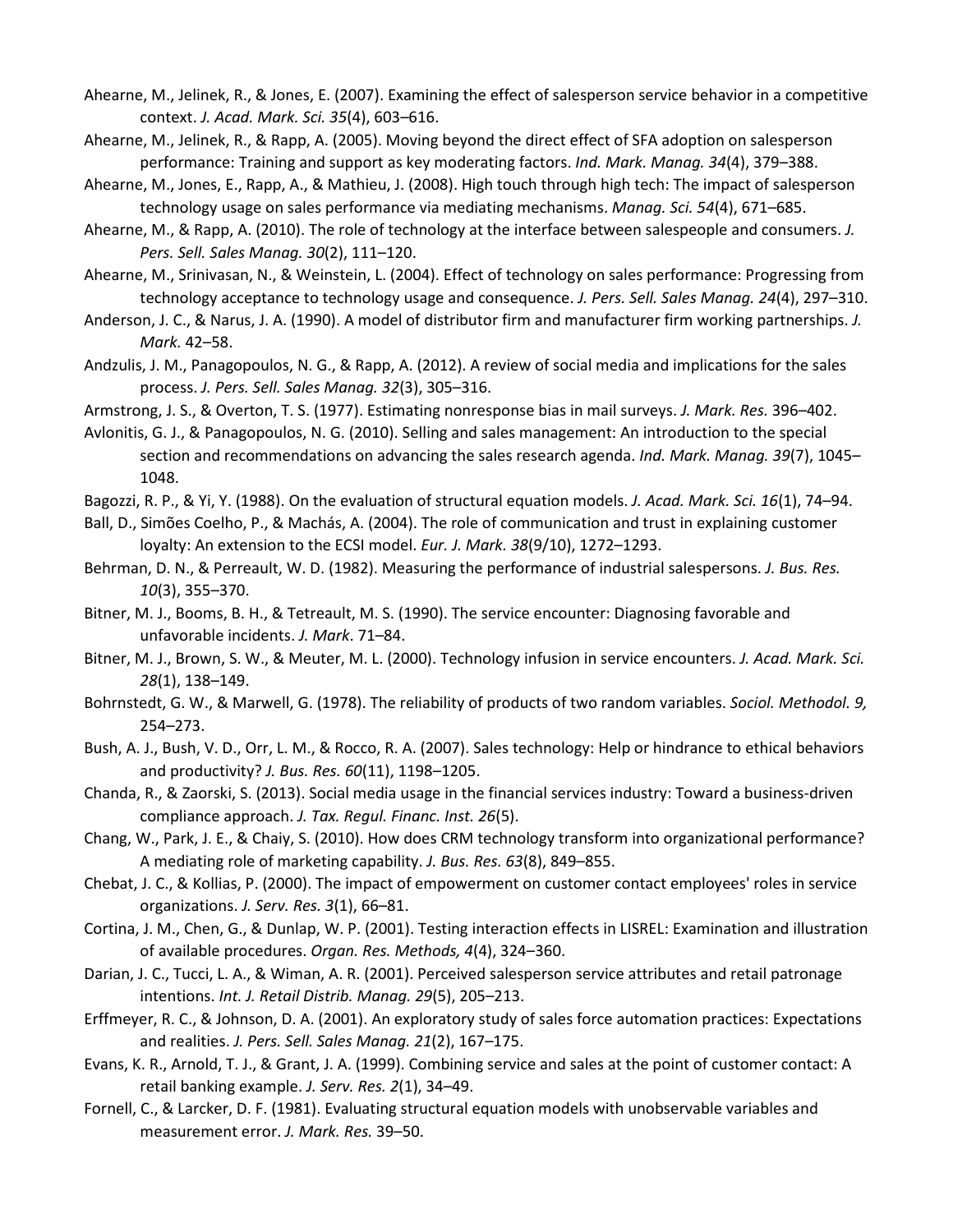Ahearne, M., Jelinek, R., & Jones, E. (2007). Examining the effect of salesperson service behavior in a competitive context. *J. Acad. Mark. Sci. 35*(4), 603–616.

Ahearne, M., Jelinek, R., & Rapp, A. (2005). Moving beyond the direct effect of SFA adoption on salesperson performance: Training and support as key moderating factors. *Ind. Mark. Manag. 34*(4), 379–388.

Ahearne, M., Jones, E., Rapp, A., & Mathieu, J. (2008). High touch through high tech: The impact of salesperson technology usage on sales performance via mediating mechanisms. *Manag. Sci. 54*(4), 671–685.

Ahearne, M., & Rapp, A. (2010). The role of technology at the interface between salespeople and consumers. *J. Pers. Sell. Sales Manag. 30*(2), 111–120.

Ahearne, M., Srinivasan, N., & Weinstein, L. (2004). Effect of technology on sales performance: Progressing from technology acceptance to technology usage and consequence. *J. Pers. Sell. Sales Manag. 24*(4), 297–310.

Anderson, J. C., & Narus, J. A. (1990). A model of distributor firm and manufacturer firm working partnerships. *J. Mark.* 42–58.

Andzulis, J. M., Panagopoulos, N. G., & Rapp, A. (2012). A review of social media and implications for the sales process. *J. Pers. Sell. Sales Manag. 32*(3), 305–316.

Armstrong, J. S., & Overton, T. S. (1977). Estimating nonresponse bias in mail surveys. *J. Mark. Res.* 396–402.

Avlonitis, G. J., & Panagopoulos, N. G. (2010). Selling and sales management: An introduction to the special section and recommendations on advancing the sales research agenda. *Ind. Mark. Manag. 39*(7), 1045–1048.

Bagozzi, R. P., & Yi, Y. (1988). On the evaluation of structural equation models. *J. Acad. Mark. Sci. 16*(1), 74–94.

Ball, D., Simões Coelho, P., & Machás, A. (2004). The role of communication and trust in explaining customer loyalty: An extension to the ECSI model. *Eur. J. Mark. 38*(9/10), 1272–1293.

Behrman, D. N., & Perreault, W. D. (1982). Measuring the performance of industrial salespersons. *J. Bus. Res. 10*(3), 355–370.

Bitner, M. J., Booms, B. H., & Tetreault, M. S. (1990). The service encounter: Diagnosing favorable and unfavorable incidents. *J. Mark*. 71–84.

Bitner, M. J., Brown, S. W., & Meuter, M. L. (2000). Technology infusion in service encounters. *J. Acad. Mark. Sci. 28*(1), 138–149.

Bohrnstedt, G. W., & Marwell, G. (1978). The reliability of products of two random variables. *Sociol. Methodol. 9,* 254–273.

Bush, A. J., Bush, V. D., Orr, L. M., & Rocco, R. A. (2007). Sales technology: Help or hindrance to ethical behaviors and productivity? *J. Bus. Res. 60*(11), 1198–1205.

Chanda, R., & Zaorski, S. (2013). Social media usage in the financial services industry: Toward a business-driven compliance approach. *J. Tax. Regul. Financ. Inst. 26*(5).

Chang, W., Park, J. E., & Chaiy, S. (2010). How does CRM technology transform into organizational performance? A mediating role of marketing capability. *J. Bus. Res. 63*(8), 849–855.

Chebat, J. C., & Kollias, P. (2000). The impact of empowerment on customer contact employees' roles in service organizations. *J. Serv. Res. 3*(1), 66–81.

Cortina, J. M., Chen, G., & Dunlap, W. P. (2001). Testing interaction effects in LISREL: Examination and illustration of available procedures. *Organ. Res. Methods, 4*(4), 324–360.

Darian, J. C., Tucci, L. A., & Wiman, A. R. (2001). Perceived salesperson service attributes and retail patronage intentions. *Int. J. Retail Distrib. Manag. 29*(5), 205–213.

Erffmeyer, R. C., & Johnson, D. A. (2001). An exploratory study of sales force automation practices: Expectations and realities. *J. Pers. Sell. Sales Manag. 21*(2), 167–175.

Evans, K. R., Arnold, T. J., & Grant, J. A. (1999). Combining service and sales at the point of customer contact: A retail banking example. *J. Serv. Res. 2*(1), 34–49.

Fornell, C., & Larcker, D. F. (1981). Evaluating structural equation models with unobservable variables and measurement error. *J. Mark. Res.* 39–50.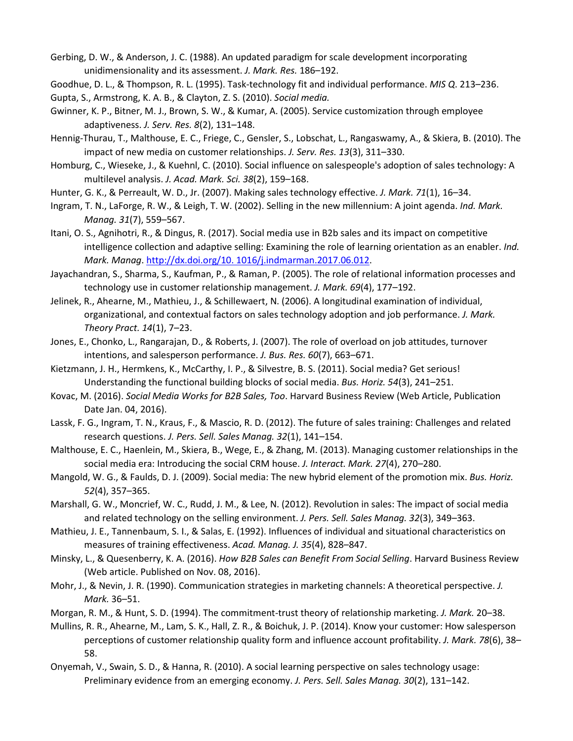Gerbing, D. W., & Anderson, J. C. (1988). An updated paradigm for scale development incorporating unidimensionality and its assessment. *J. Mark. Res.* 186–192.

Goodhue, D. L., & Thompson, R. L. (1995). Task-technology fit and individual performance. *MIS Q*. 213–236.

Gupta, S., Armstrong, K. A. B., & Clayton, Z. S. (2010). *Social media.*

Gwinner, K. P., Bitner, M. J., Brown, S. W., & Kumar, A. (2005). Service customization through employee adaptiveness. *J. Serv. Res. 8*(2), 131–148.

Hennig-Thurau, T., Malthouse, E. C., Friege, C., Gensler, S., Lobschat, L., Rangaswamy, A., & Skiera, B. (2010). The impact of new media on customer relationships. *J. Serv. Res. 13*(3), 311–330.

Homburg, C., Wieseke, J., & Kuehnl, C. (2010). Social influence on salespeople's adoption of sales technology: A multilevel analysis. *J. Acad. Mark. Sci. 38*(2), 159–168.

Hunter, G. K., & Perreault, W. D., Jr. (2007). Making sales technology effective. *J. Mark. 71*(1), 16–34.

Ingram, T. N., LaForge, R. W., & Leigh, T. W. (2002). Selling in the new millennium: A joint agenda. *Ind. Mark. Manag. 31*(7), 559–567.

Itani, O. S., Agnihotri, R., & Dingus, R. (2017). Social media use in B2b sales and its impact on competitive intelligence collection and adaptive selling: Examining the role of learning orientation as an enabler. *Ind. Mark. Manag*. http://dx.doi.org/10. 1016/j.indmarman.2017.06.012.

Jayachandran, S., Sharma, S., Kaufman, P., & Raman, P. (2005). The role of relational information processes and technology use in customer relationship management. *J. Mark. 69*(4), 177–192.

Jelinek, R., Ahearne, M., Mathieu, J., & Schillewaert, N. (2006). A longitudinal examination of individual, organizational, and contextual factors on sales technology adoption and job performance. *J. Mark. Theory Pract. 14*(1), 7–23.

Jones, E., Chonko, L., Rangarajan, D., & Roberts, J. (2007). The role of overload on job attitudes, turnover intentions, and salesperson performance. *J. Bus. Res. 60*(7), 663–671.

Kietzmann, J. H., Hermkens, K., McCarthy, I. P., & Silvestre, B. S. (2011). Social media? Get serious! Understanding the functional building blocks of social media. *Bus. Horiz. 54*(3), 241–251.

Kovac, M. (2016). *Social Media Works for B2B Sales, Too*. Harvard Business Review (Web Article, Publication Date Jan. 04, 2016).

Lassk, F. G., Ingram, T. N., Kraus, F., & Mascio, R. D. (2012). The future of sales training: Challenges and related research questions. *J. Pers. Sell. Sales Manag. 32*(1), 141–154.

Malthouse, E. C., Haenlein, M., Skiera, B., Wege, E., & Zhang, M. (2013). Managing customer relationships in the social media era: Introducing the social CRM house. *J. Interact. Mark. 27*(4), 270–280.

Mangold, W. G., & Faulds, D. J. (2009). Social media: The new hybrid element of the promotion mix. *Bus. Horiz. 52*(4), 357–365.

Marshall, G. W., Moncrief, W. C., Rudd, J. M., & Lee, N. (2012). Revolution in sales: The impact of social media and related technology on the selling environment. *J. Pers. Sell. Sales Manag. 32*(3), 349–363.

Mathieu, J. E., Tannenbaum, S. I., & Salas, E. (1992). Influences of individual and situational characteristics on measures of training effectiveness. *Acad. Manag. J. 35*(4), 828–847.

Minsky, L., & Quesenberry, K. A. (2016). *How B2B Sales can Benefit From Social Selling*. Harvard Business Review (Web article. Published on Nov. 08, 2016).

Mohr, J., & Nevin, J. R. (1990). Communication strategies in marketing channels: A theoretical perspective. *J. Mark.* 36–51.

Morgan, R. M., & Hunt, S. D. (1994). The commitment-trust theory of relationship marketing. *J. Mark.* 20–38.

Mullins, R. R., Ahearne, M., Lam, S. K., Hall, Z. R., & Boichuk, J. P. (2014). Know your customer: How salesperson perceptions of customer relationship quality form and influence account profitability. *J. Mark. 78*(6), 38–58.

Onyemah, V., Swain, S. D., & Hanna, R. (2010). A social learning perspective on sales technology usage: Preliminary evidence from an emerging economy. *J. Pers. Sell. Sales Manag. 30*(2), 131–142.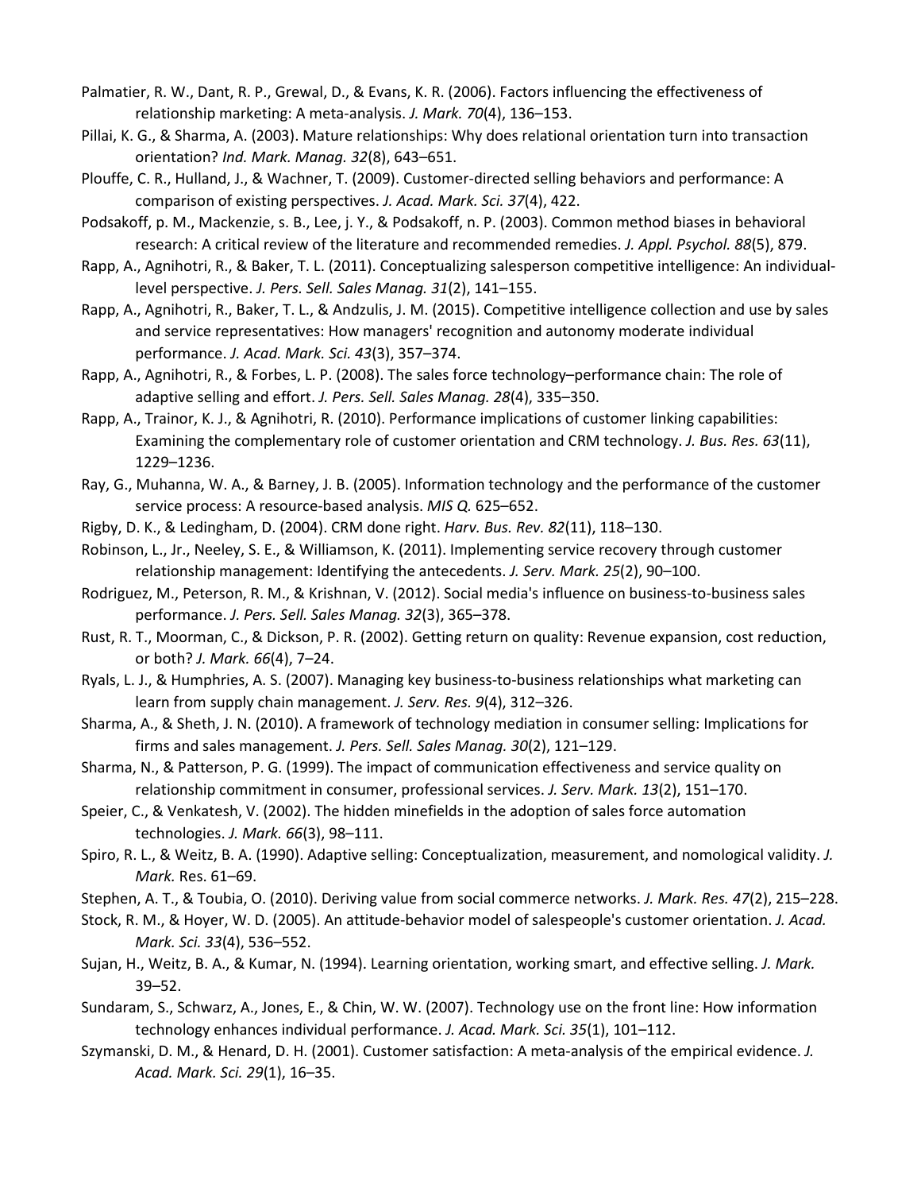Palmatier, R. W., Dant, R. P., Grewal, D., & Evans, K. R. (2006). Factors influencing the effectiveness of relationship marketing: A meta-analysis. *J. Mark. 70*(4), 136–153.

Pillai, K. G., & Sharma, A. (2003). Mature relationships: Why does relational orientation turn into transaction orientation? *Ind. Mark. Manag. 32*(8), 643–651.

Plouffe, C. R., Hulland, J., & Wachner, T. (2009). Customer-directed selling behaviors and performance: A comparison of existing perspectives. *J. Acad. Mark. Sci. 37*(4), 422.

Podsakoff, p. M., Mackenzie, s. B., Lee, j. Y., & Podsakoff, n. P. (2003). Common method biases in behavioral research: A critical review of the literature and recommended remedies. *J. Appl. Psychol. 88*(5), 879.

Rapp, A., Agnihotri, R., & Baker, T. L. (2011). Conceptualizing salesperson competitive intelligence: An individual-level perspective. *J. Pers. Sell. Sales Manag. 31*(2), 141–155.

Rapp, A., Agnihotri, R., Baker, T. L., & Andzulis, J. M. (2015). Competitive intelligence collection and use by sales and service representatives: How managers' recognition and autonomy moderate individual performance. *J. Acad. Mark. Sci. 43*(3), 357–374.

Rapp, A., Agnihotri, R., & Forbes, L. P. (2008). The sales force technology–performance chain: The role of adaptive selling and effort. *J. Pers. Sell. Sales Manag. 28*(4), 335–350.

Rapp, A., Trainor, K. J., & Agnihotri, R. (2010). Performance implications of customer linking capabilities: Examining the complementary role of customer orientation and CRM technology. *J. Bus. Res. 63*(11), 1229–1236.

Ray, G., Muhanna, W. A., & Barney, J. B. (2005). Information technology and the performance of the customer service process: A resource-based analysis. *MIS Q.* 625–652.

Rigby, D. K., & Ledingham, D. (2004). CRM done right. *Harv. Bus. Rev. 82*(11), 118–130.

Robinson, L., Jr., Neeley, S. E., & Williamson, K. (2011). Implementing service recovery through customer relationship management: Identifying the antecedents. *J. Serv. Mark. 25*(2), 90–100.

Rodriguez, M., Peterson, R. M., & Krishnan, V. (2012). Social media's influence on business-to-business sales performance. *J. Pers. Sell. Sales Manag. 32*(3), 365–378.

Rust, R. T., Moorman, C., & Dickson, P. R. (2002). Getting return on quality: Revenue expansion, cost reduction, or both? *J. Mark. 66*(4), 7–24.

Ryals, L. J., & Humphries, A. S. (2007). Managing key business-to-business relationships what marketing can learn from supply chain management. *J. Serv. Res. 9*(4), 312–326.

Sharma, A., & Sheth, J. N. (2010). A framework of technology mediation in consumer selling: Implications for firms and sales management. *J. Pers. Sell. Sales Manag. 30*(2), 121–129.

Sharma, N., & Patterson, P. G. (1999). The impact of communication effectiveness and service quality on relationship commitment in consumer, professional services. *J. Serv. Mark. 13*(2), 151–170.

Speier, C., & Venkatesh, V. (2002). The hidden minefields in the adoption of sales force automation technologies. *J. Mark. 66*(3), 98–111.

Spiro, R. L., & Weitz, B. A. (1990). Adaptive selling: Conceptualization, measurement, and nomological validity. *J. Mark.* Res. 61–69.

Stephen, A. T., & Toubia, O. (2010). Deriving value from social commerce networks. *J. Mark. Res. 47*(2), 215–228.

Stock, R. M., & Hoyer, W. D. (2005). An attitude-behavior model of salespeople's customer orientation. *J. Acad. Mark. Sci. 33*(4), 536–552.

Sujan, H., Weitz, B. A., & Kumar, N. (1994). Learning orientation, working smart, and effective selling. *J. Mark.* 39–52.

Sundaram, S., Schwarz, A., Jones, E., & Chin, W. W. (2007). Technology use on the front line: How information technology enhances individual performance. *J. Acad. Mark. Sci. 35*(1), 101–112.

Szymanski, D. M., & Henard, D. H. (2001). Customer satisfaction: A meta-analysis of the empirical evidence. *J. Acad. Mark. Sci. 29*(1), 16–35.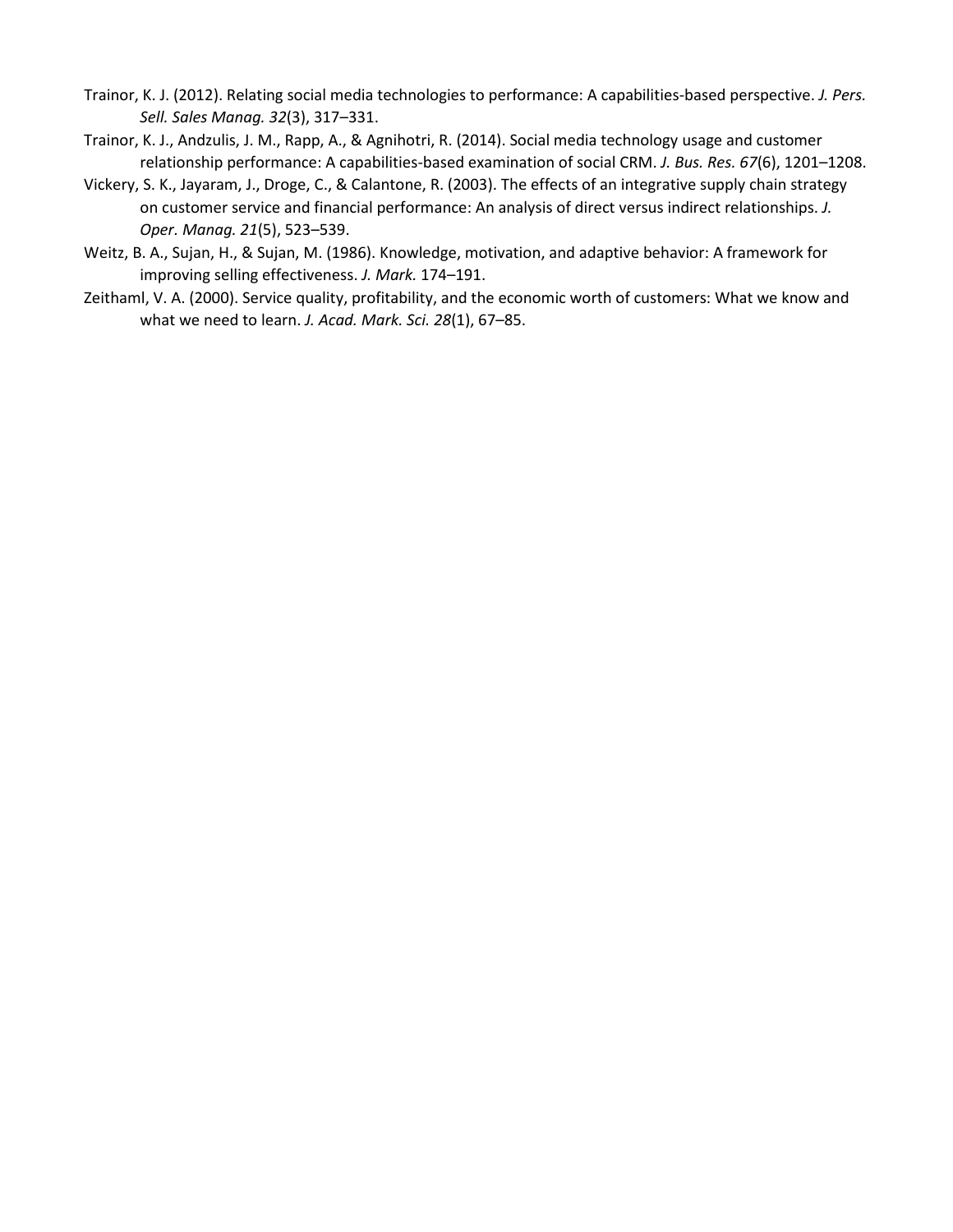Trainor, K. J. (2012). Relating social media technologies to performance: A capabilities-based perspective. *J. Pers. Sell. Sales Manag. 32*(3), 317–331.

Trainor, K. J., Andzulis, J. M., Rapp, A., & Agnihotri, R. (2014). Social media technology usage and customer relationship performance: A capabilities-based examination of social CRM. *J. Bus. Res. 67*(6), 1201–1208.

Vickery, S. K., Jayaram, J., Droge, C., & Calantone, R. (2003). The effects of an integrative supply chain strategy on customer service and financial performance: An analysis of direct versus indirect relationships. *J. Oper. Manag. 21*(5), 523–539.

Weitz, B. A., Sujan, H., & Sujan, M. (1986). Knowledge, motivation, and adaptive behavior: A framework for improving selling effectiveness. *J. Mark.* 174–191.

Zeithaml, V. A. (2000). Service quality, profitability, and the economic worth of customers: What we know and what we need to learn. *J. Acad. Mark. Sci. 28*(1), 67–85.